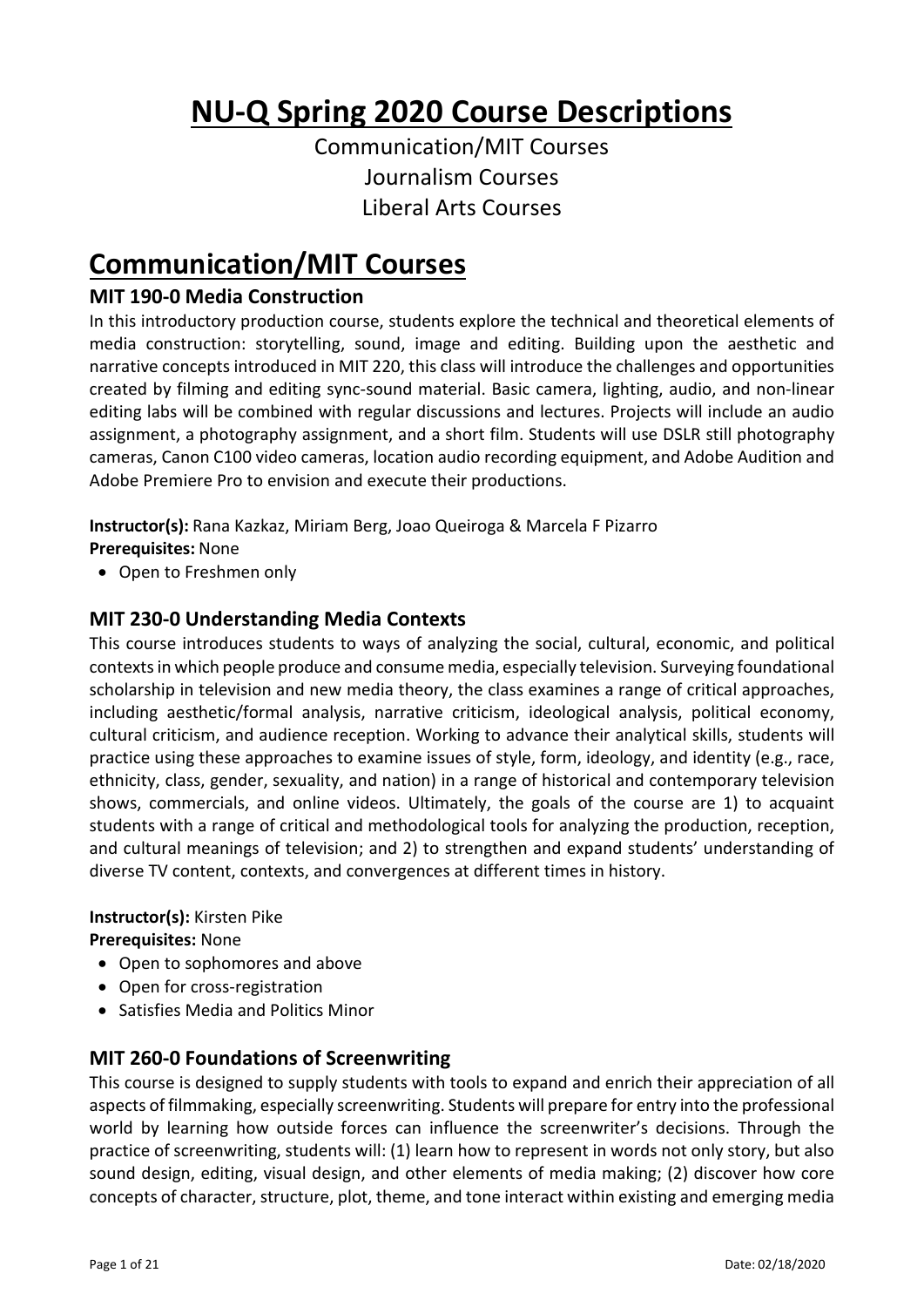# NU-Q Spring 2020 Course Descriptions

Communication/MIT Courses

Journalism Courses

Liberal Arts Courses

# Communication/MIT Courses

### MIT 190-0 Media Construction

In this introductory production course, students explore the technical and theoretical elements of media construction: storytelling, sound, image and editing. Building upon the aesthetic and narrative concepts introduced in MIT 220, this class will introduce the challenges and opportunities created by filming and editing sync-sound material. Basic camera, lighting, audio, and non-linear editing labs will be combined with regular discussions and lectures. Projects will include an audio assignment, a photography assignment, and a short film. Students will use DSLR still photography cameras, Canon C100 video cameras, location audio recording equipment, and Adobe Audition and Adobe Premiere Pro to envision and execute their productions.

**Instructor(s):** Rana Kazkaz, Miriam Berg, Joao Queiroga & Marcela F Pizarro

**Prerequisites:** None

- Open to Freshmen only

### MIT 230-0 Understanding Media Contexts

This course introduces students to ways of analyzing the social, cultural, economic, and political contexts in which people produce and consume media, especially television. Surveying foundational scholarship in television and new media theory, the class examines a range of critical approaches, including aesthetic/formal analysis, narrative criticism, ideological analysis, political economy, cultural criticism, and audience reception. Working to advance their analytical skills, students will practice using these approaches to examine issues of style, form, ideology, and identity (e.g., race, ethnicity, class, gender, sexuality, and nation) in a range of historical and contemporary television shows, commercials, and online videos. Ultimately, the goals of the course are 1) to acquaint students with a range of critical and methodological tools for analyzing the production, reception, and cultural meanings of television; and 2) to strengthen and expand students' understanding of diverse TV content, contexts, and convergences at different times in history.

**Instructor(s):** Kirsten Pike

**Prerequisites:** None

- Open to sophomores and above
- Open for cross-registration
- Satisfies Media and Politics Minor

### MIT 260-0 Foundations of Screenwriting

This course is designed to supply students with tools to expand and enrich their appreciation of all aspects of filmmaking, especially screenwriting. Students will prepare for entry into the professional world by learning how outside forces can influence the screenwriter's decisions. Through the practice of screenwriting, students will: (1) learn how to represent in words not only story, but also sound design, editing, visual design, and other elements of media making; (2) discover how core concepts of character, structure, plot, theme, and tone interact within existing and emerging media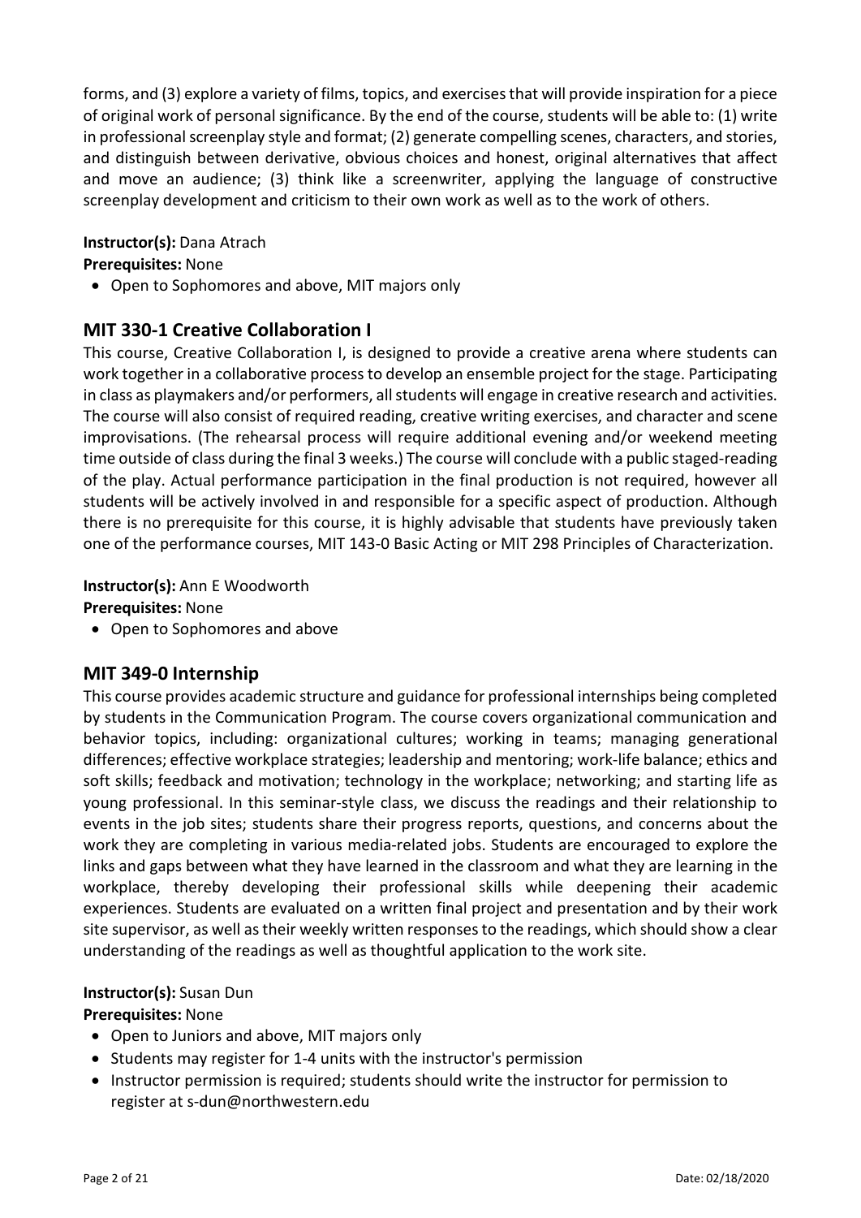forms, and (3) explore a variety of films, topics, and exercises that will provide inspiration for a piece of original work of personal significance. By the end of the course, students will be able to: (1) write in professional screenplay style and format; (2) generate compelling scenes, characters, and stories, and distinguish between derivative, obvious choices and honest, original alternatives that affect and move an audience; (3) think like a screenwriter, applying the language of constructive screenplay development and criticism to their own work as well as to the work of others.

**Instructor(s):** Dana Atrach
**Prerequisites:** None

- Open to Sophomores and above, MIT majors only

## MIT 330-1 Creative Collaboration I

This course, Creative Collaboration I, is designed to provide a creative arena where students can work together in a collaborative process to develop an ensemble project for the stage. Participating in class as playmakers and/or performers, all students will engage in creative research and activities. The course will also consist of required reading, creative writing exercises, and character and scene improvisations. (The rehearsal process will require additional evening and/or weekend meeting time outside of class during the final 3 weeks.) The course will conclude with a public staged-reading of the play. Actual performance participation in the final production is not required, however all students will be actively involved in and responsible for a specific aspect of production. Although there is no prerequisite for this course, it is highly advisable that students have previously taken one of the performance courses, MIT 143-0 Basic Acting or MIT 298 Principles of Characterization.

**Instructor(s):** Ann E Woodworth
**Prerequisites:** None

- Open to Sophomores and above

## MIT 349-0 Internship

This course provides academic structure and guidance for professional internships being completed by students in the Communication Program. The course covers organizational communication and behavior topics, including: organizational cultures; working in teams; managing generational differences; effective workplace strategies; leadership and mentoring; work-life balance; ethics and soft skills; feedback and motivation; technology in the workplace; networking; and starting life as young professional. In this seminar-style class, we discuss the readings and their relationship to events in the job sites; students share their progress reports, questions, and concerns about the work they are completing in various media-related jobs. Students are encouraged to explore the links and gaps between what they have learned in the classroom and what they are learning in the workplace, thereby developing their professional skills while deepening their academic experiences. Students are evaluated on a written final project and presentation and by their work site supervisor, as well as their weekly written responses to the readings, which should show a clear understanding of the readings as well as thoughtful application to the work site.

**Instructor(s):** Susan Dun
**Prerequisites:** None

- Open to Juniors and above, MIT majors only
- Students may register for 1-4 units with the instructor's permission
- Instructor permission is required; students should write the instructor for permission to register at s-dun@northwestern.edu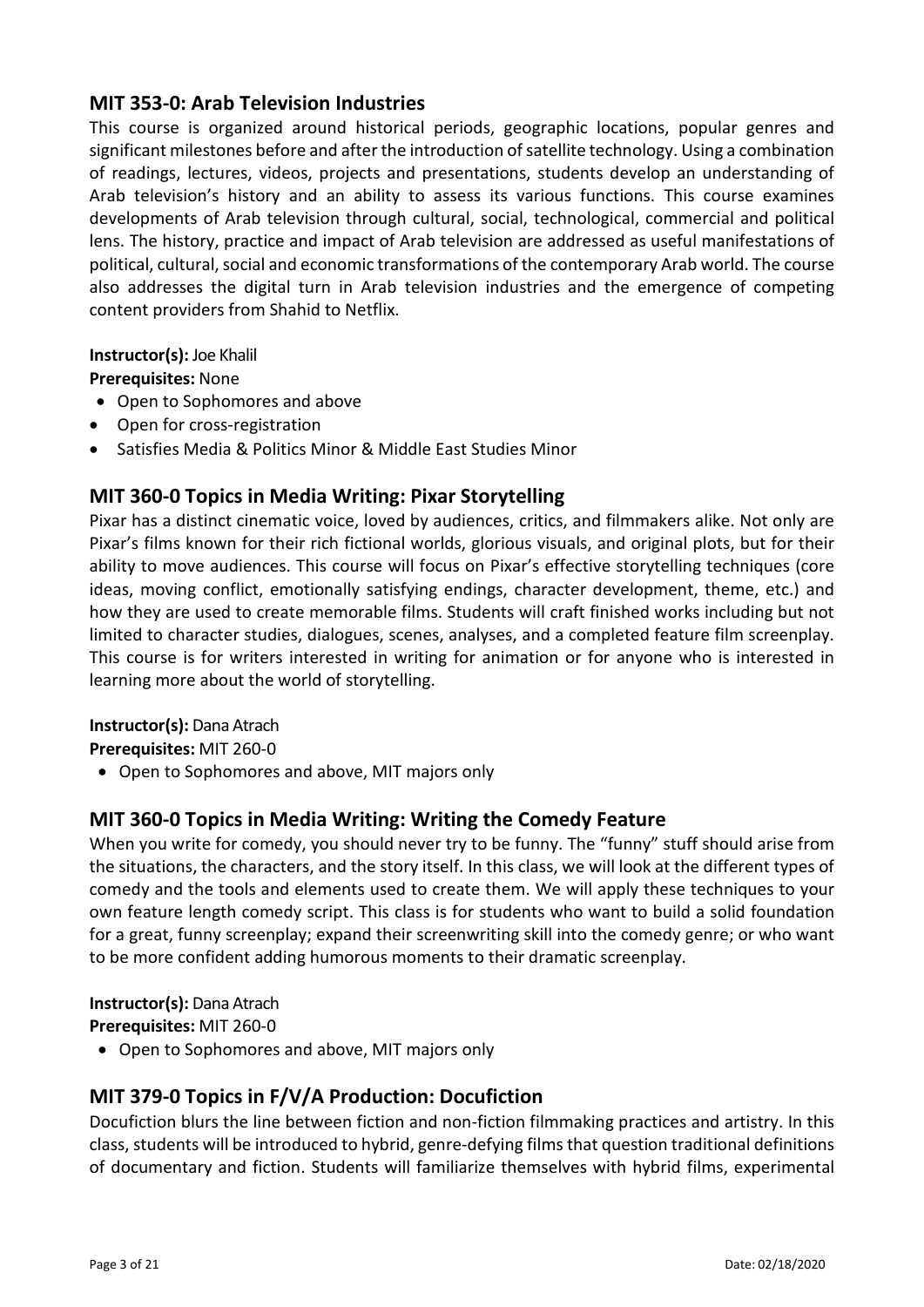## MIT 353-0: Arab Television Industries

This course is organized around historical periods, geographic locations, popular genres and significant milestones before and after the introduction of satellite technology. Using a combination of readings, lectures, videos, projects and presentations, students develop an understanding of Arab television's history and an ability to assess its various functions. This course examines developments of Arab television through cultural, social, technological, commercial and political lens. The history, practice and impact of Arab television are addressed as useful manifestations of political, cultural, social and economic transformations of the contemporary Arab world. The course also addresses the digital turn in Arab television industries and the emergence of competing content providers from Shahid to Netflix.

**Instructor(s):** Joe Khalil

**Prerequisites:** None

- Open to Sophomores and above
- Open for cross-registration
- Satisfies Media & Politics Minor & Middle East Studies Minor

## MIT 360-0 Topics in Media Writing: Pixar Storytelling

Pixar has a distinct cinematic voice, loved by audiences, critics, and filmmakers alike. Not only are Pixar's films known for their rich fictional worlds, glorious visuals, and original plots, but for their ability to move audiences. This course will focus on Pixar's effective storytelling techniques (core ideas, moving conflict, emotionally satisfying endings, character development, theme, etc.) and how they are used to create memorable films. Students will craft finished works including but not limited to character studies, dialogues, scenes, analyses, and a completed feature film screenplay. This course is for writers interested in writing for animation or for anyone who is interested in learning more about the world of storytelling.

**Instructor(s):** Dana Atrach

**Prerequisites:** MIT 260-0

- Open to Sophomores and above, MIT majors only

## MIT 360-0 Topics in Media Writing: Writing the Comedy Feature

When you write for comedy, you should never try to be funny. The "funny" stuff should arise from the situations, the characters, and the story itself. In this class, we will look at the different types of comedy and the tools and elements used to create them. We will apply these techniques to your own feature length comedy script. This class is for students who want to build a solid foundation for a great, funny screenplay; expand their screenwriting skill into the comedy genre; or who want to be more confident adding humorous moments to their dramatic screenplay.

**Instructor(s):** Dana Atrach

**Prerequisites:** MIT 260-0

- Open to Sophomores and above, MIT majors only

## MIT 379-0 Topics in F/V/A Production: Docufiction

Docufiction blurs the line between fiction and non-fiction filmmaking practices and artistry. In this class, students will be introduced to hybrid, genre-defying films that question traditional definitions of documentary and fiction. Students will familiarize themselves with hybrid films, experimental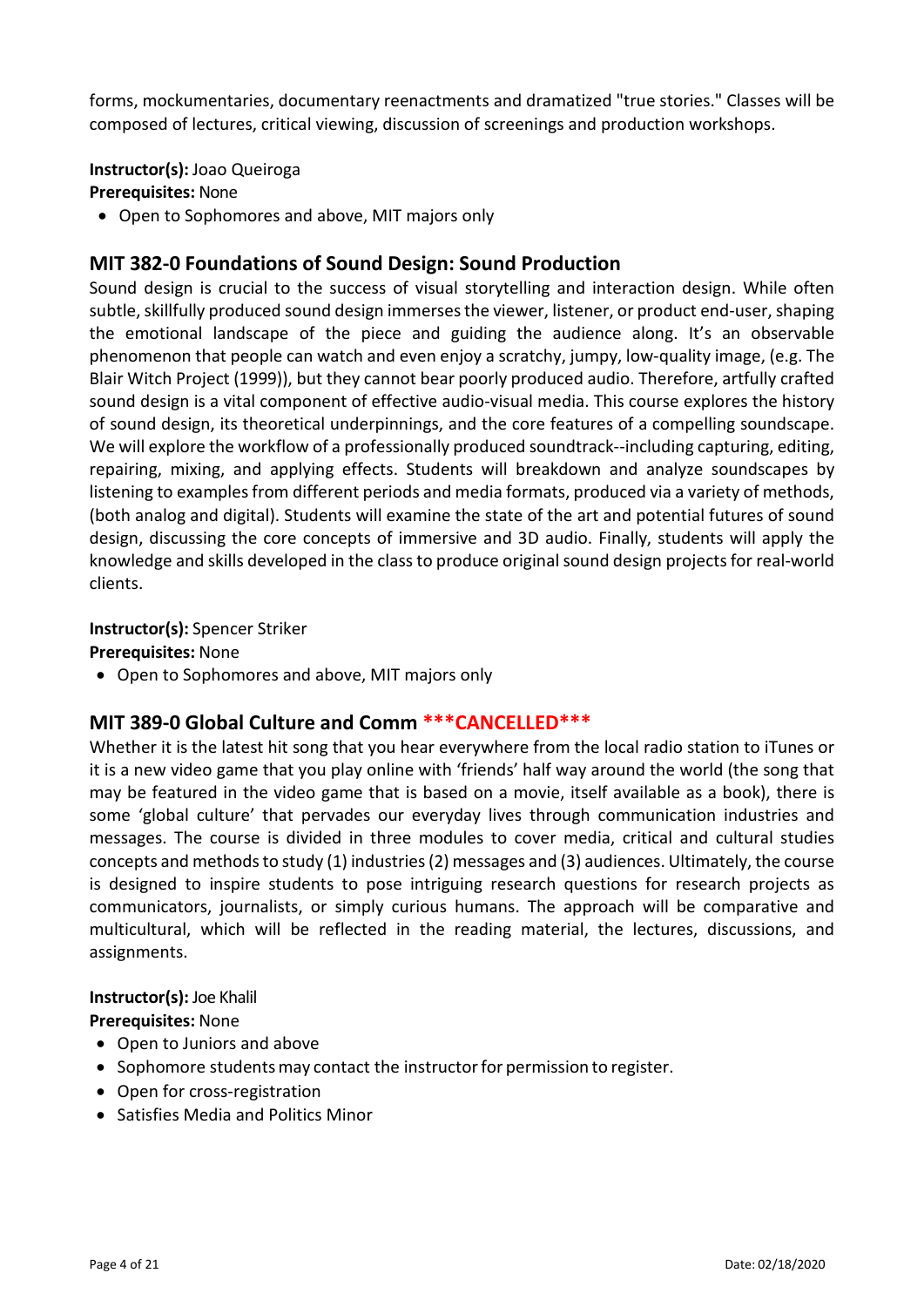forms, mockumentaries, documentary reenactments and dramatized "true stories." Classes will be composed of lectures, critical viewing, discussion of screenings and production workshops.

**Instructor(s):** Joao Queiroga
**Prerequisites:** None

- Open to Sophomores and above, MIT majors only

## MIT 382-0 Foundations of Sound Design: Sound Production

Sound design is crucial to the success of visual storytelling and interaction design. While often subtle, skillfully produced sound design immerses the viewer, listener, or product end-user, shaping the emotional landscape of the piece and guiding the audience along. It's an observable phenomenon that people can watch and even enjoy a scratchy, jumpy, low-quality image, (e.g. The Blair Witch Project (1999)), but they cannot bear poorly produced audio. Therefore, artfully crafted sound design is a vital component of effective audio-visual media. This course explores the history of sound design, its theoretical underpinnings, and the core features of a compelling soundscape. We will explore the workflow of a professionally produced soundtrack--including capturing, editing, repairing, mixing, and applying effects. Students will breakdown and analyze soundscapes by listening to examples from different periods and media formats, produced via a variety of methods, (both analog and digital). Students will examine the state of the art and potential futures of sound design, discussing the core concepts of immersive and 3D audio. Finally, students will apply the knowledge and skills developed in the class to produce original sound design projects for real-world clients.

**Instructor(s):** Spencer Striker
**Prerequisites:** None

- Open to Sophomores and above, MIT majors only

## MIT 389-0 Global Culture and Comm ***CANCELLED***

Whether it is the latest hit song that you hear everywhere from the local radio station to iTunes or it is a new video game that you play online with 'friends' half way around the world (the song that may be featured in the video game that is based on a movie, itself available as a book), there is some 'global culture' that pervades our everyday lives through communication industries and messages. The course is divided in three modules to cover media, critical and cultural studies concepts and methods to study (1) industries (2) messages and (3) audiences. Ultimately, the course is designed to inspire students to pose intriguing research questions for research projects as communicators, journalists, or simply curious humans. The approach will be comparative and multicultural, which will be reflected in the reading material, the lectures, discussions, and assignments.

**Instructor(s):** Joe Khalil
**Prerequisites:** None

- Open to Juniors and above
- Sophomore students may contact the instructor for permission to register.
- Open for cross-registration
- Satisfies Media and Politics Minor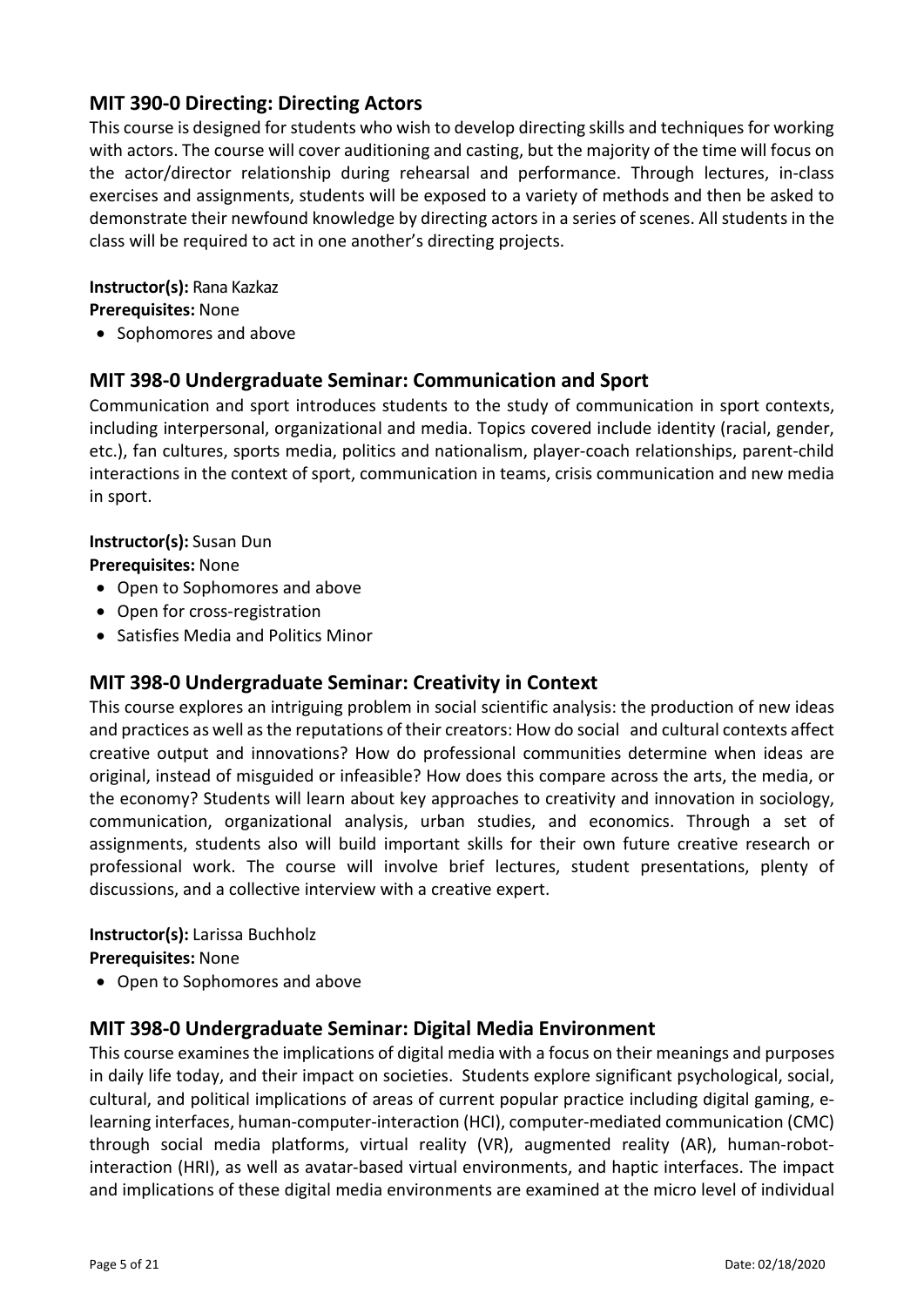## MIT 390-0 Directing: Directing Actors

This course is designed for students who wish to develop directing skills and techniques for working with actors. The course will cover auditioning and casting, but the majority of the time will focus on the actor/director relationship during rehearsal and performance. Through lectures, in-class exercises and assignments, students will be exposed to a variety of methods and then be asked to demonstrate their newfound knowledge by directing actors in a series of scenes. All students in the class will be required to act in one another's directing projects.

**Instructor(s):** Rana Kazkaz
**Prerequisites:** None

- Sophomores and above

## MIT 398-0 Undergraduate Seminar: Communication and Sport

Communication and sport introduces students to the study of communication in sport contexts, including interpersonal, organizational and media. Topics covered include identity (racial, gender, etc.), fan cultures, sports media, politics and nationalism, player-coach relationships, parent-child interactions in the context of sport, communication in teams, crisis communication and new media in sport.

**Instructor(s):** Susan Dun
**Prerequisites:** None

- Open to Sophomores and above
- Open for cross-registration
- Satisfies Media and Politics Minor

## MIT 398-0 Undergraduate Seminar: Creativity in Context

This course explores an intriguing problem in social scientific analysis: the production of new ideas and practices as well as the reputations of their creators: How do social and cultural contexts affect creative output and innovations? How do professional communities determine when ideas are original, instead of misguided or infeasible? How does this compare across the arts, the media, or the economy? Students will learn about key approaches to creativity and innovation in sociology, communication, organizational analysis, urban studies, and economics. Through a set of assignments, students also will build important skills for their own future creative research or professional work. The course will involve brief lectures, student presentations, plenty of discussions, and a collective interview with a creative expert.

**Instructor(s):** Larissa Buchholz
**Prerequisites:** None

- Open to Sophomores and above

## MIT 398-0 Undergraduate Seminar: Digital Media Environment

This course examines the implications of digital media with a focus on their meanings and purposes in daily life today, and their impact on societies. Students explore significant psychological, social, cultural, and political implications of areas of current popular practice including digital gaming, e-learning interfaces, human-computer-interaction (HCI), computer-mediated communication (CMC) through social media platforms, virtual reality (VR), augmented reality (AR), human-robot-interaction (HRI), as well as avatar-based virtual environments, and haptic interfaces. The impact and implications of these digital media environments are examined at the micro level of individual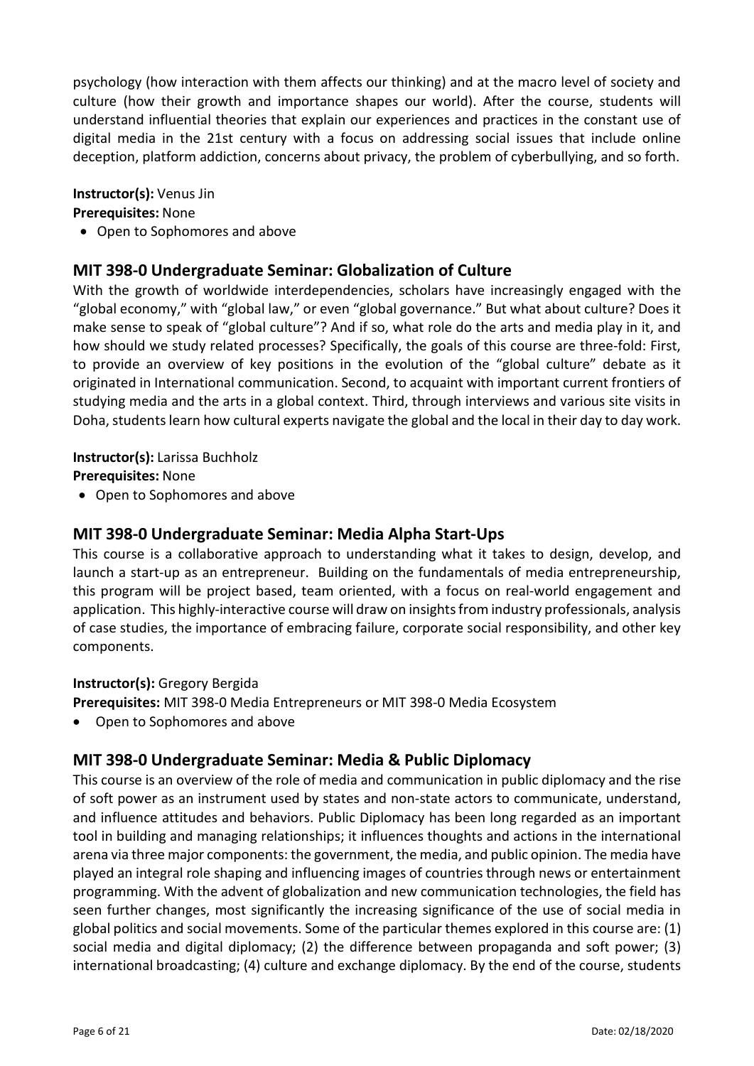psychology (how interaction with them affects our thinking) and at the macro level of society and culture (how their growth and importance shapes our world). After the course, students will understand influential theories that explain our experiences and practices in the constant use of digital media in the 21st century with a focus on addressing social issues that include online deception, platform addiction, concerns about privacy, the problem of cyberbullying, and so forth.

**Instructor(s):** Venus Jin
**Prerequisites:** None

- Open to Sophomores and above

## MIT 398-0 Undergraduate Seminar: Globalization of Culture

With the growth of worldwide interdependencies, scholars have increasingly engaged with the "global economy," with "global law," or even "global governance." But what about culture? Does it make sense to speak of "global culture"? And if so, what role do the arts and media play in it, and how should we study related processes? Specifically, the goals of this course are three-fold: First, to provide an overview of key positions in the evolution of the "global culture" debate as it originated in International communication. Second, to acquaint with important current frontiers of studying media and the arts in a global context. Third, through interviews and various site visits in Doha, students learn how cultural experts navigate the global and the local in their day to day work.

**Instructor(s):** Larissa Buchholz
**Prerequisites:** None

- Open to Sophomores and above

## MIT 398-0 Undergraduate Seminar: Media Alpha Start-Ups

This course is a collaborative approach to understanding what it takes to design, develop, and launch a start-up as an entrepreneur. Building on the fundamentals of media entrepreneurship, this program will be project based, team oriented, with a focus on real-world engagement and application. This highly-interactive course will draw on insights from industry professionals, analysis of case studies, the importance of embracing failure, corporate social responsibility, and other key components.

**Instructor(s):** Gregory Bergida
**Prerequisites:** MIT 398-0 Media Entrepreneurs or MIT 398-0 Media Ecosystem

- Open to Sophomores and above

## MIT 398-0 Undergraduate Seminar: Media & Public Diplomacy

This course is an overview of the role of media and communication in public diplomacy and the rise of soft power as an instrument used by states and non-state actors to communicate, understand, and influence attitudes and behaviors. Public Diplomacy has been long regarded as an important tool in building and managing relationships; it influences thoughts and actions in the international arena via three major components: the government, the media, and public opinion. The media have played an integral role shaping and influencing images of countries through news or entertainment programming. With the advent of globalization and new communication technologies, the field has seen further changes, most significantly the increasing significance of the use of social media in global politics and social movements. Some of the particular themes explored in this course are: (1) social media and digital diplomacy; (2) the difference between propaganda and soft power; (3) international broadcasting; (4) culture and exchange diplomacy. By the end of the course, students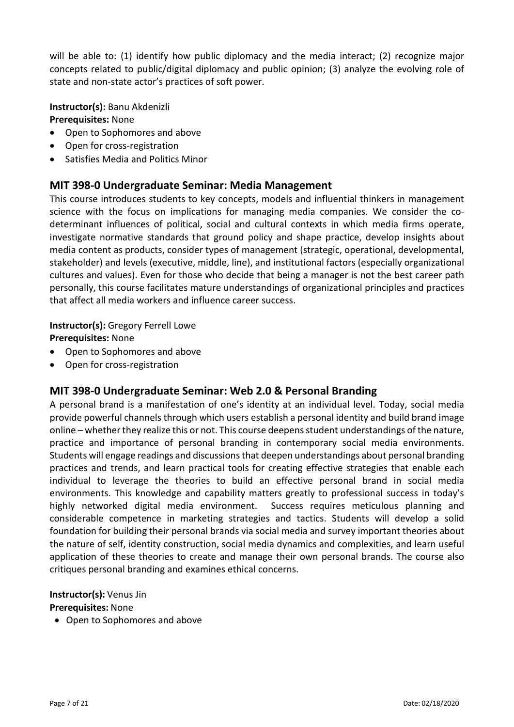will be able to: (1) identify how public diplomacy and the media interact; (2) recognize major concepts related to public/digital diplomacy and public opinion; (3) analyze the evolving role of state and non-state actor's practices of soft power.

**Instructor(s):** Banu Akdenizli
**Prerequisites:** None

- Open to Sophomores and above
- Open for cross-registration
- Satisfies Media and Politics Minor

## MIT 398-0 Undergraduate Seminar: Media Management

This course introduces students to key concepts, models and influential thinkers in management science with the focus on implications for managing media companies. We consider the co-determinant influences of political, social and cultural contexts in which media firms operate, investigate normative standards that ground policy and shape practice, develop insights about media content as products, consider types of management (strategic, operational, developmental, stakeholder) and levels (executive, middle, line), and institutional factors (especially organizational cultures and values). Even for those who decide that being a manager is not the best career path personally, this course facilitates mature understandings of organizational principles and practices that affect all media workers and influence career success.

**Instructor(s):** Gregory Ferrell Lowe
**Prerequisites:** None

- Open to Sophomores and above
- Open for cross-registration

## MIT 398-0 Undergraduate Seminar: Web 2.0 & Personal Branding

A personal brand is a manifestation of one's identity at an individual level. Today, social media provide powerful channels through which users establish a personal identity and build brand image online – whether they realize this or not. This course deepens student understandings of the nature, practice and importance of personal branding in contemporary social media environments. Students will engage readings and discussions that deepen understandings about personal branding practices and trends, and learn practical tools for creating effective strategies that enable each individual to leverage the theories to build an effective personal brand in social media environments. This knowledge and capability matters greatly to professional success in today's highly networked digital media environment. Success requires meticulous planning and considerable competence in marketing strategies and tactics. Students will develop a solid foundation for building their personal brands via social media and survey important theories about the nature of self, identity construction, social media dynamics and complexities, and learn useful application of these theories to create and manage their own personal brands. The course also critiques personal branding and examines ethical concerns.

**Instructor(s):** Venus Jin
**Prerequisites:** None

- Open to Sophomores and above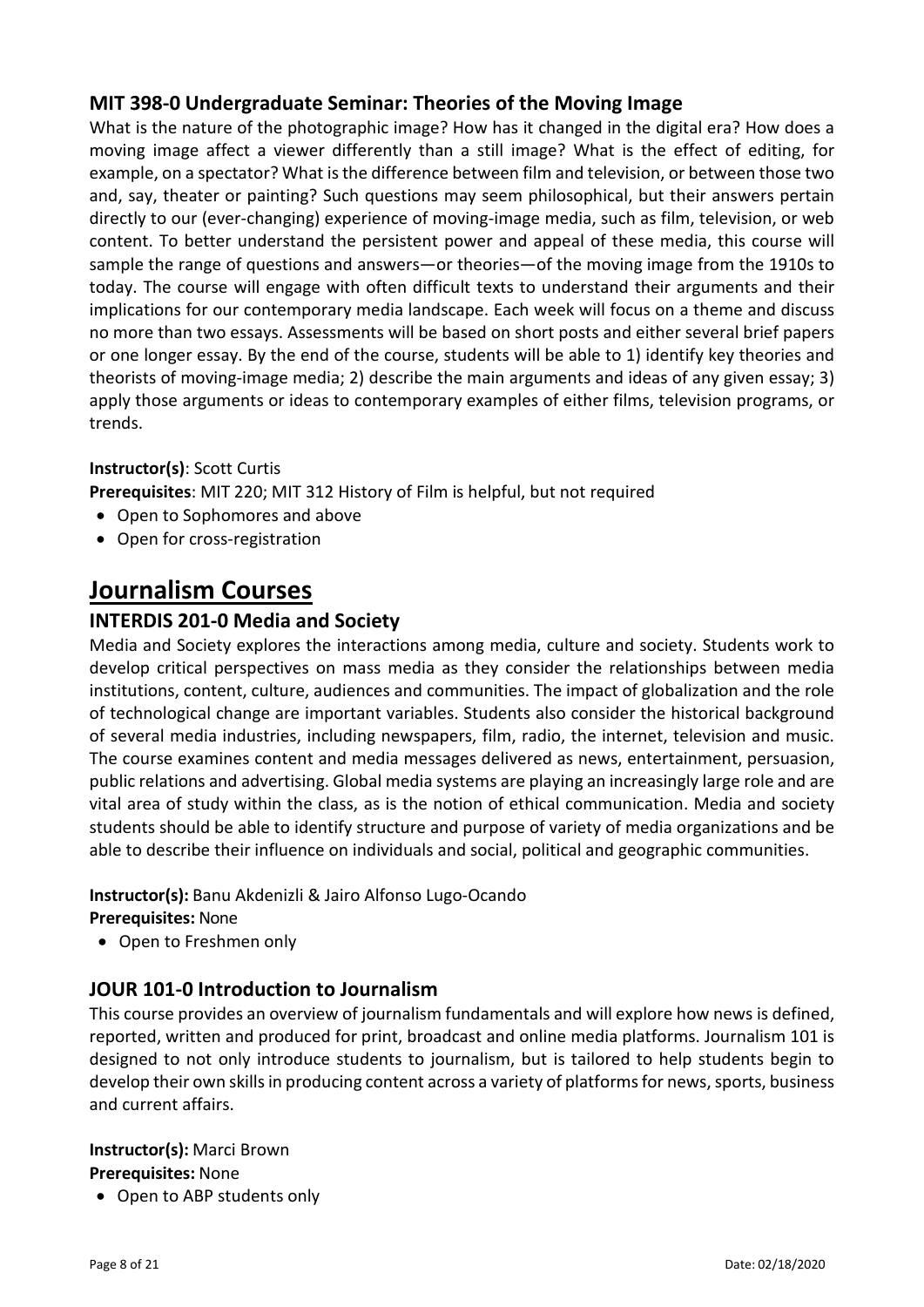### MIT 398-0 Undergraduate Seminar: Theories of the Moving Image

What is the nature of the photographic image? How has it changed in the digital era? How does a moving image affect a viewer differently than a still image? What is the effect of editing, for example, on a spectator? What is the difference between film and television, or between those two and, say, theater or painting? Such questions may seem philosophical, but their answers pertain directly to our (ever-changing) experience of moving-image media, such as film, television, or web content. To better understand the persistent power and appeal of these media, this course will sample the range of questions and answers—or theories—of the moving image from the 1910s to today. The course will engage with often difficult texts to understand their arguments and their implications for our contemporary media landscape. Each week will focus on a theme and discuss no more than two essays. Assessments will be based on short posts and either several brief papers or one longer essay. By the end of the course, students will be able to 1) identify key theories and theorists of moving-image media; 2) describe the main arguments and ideas of any given essay; 3) apply those arguments or ideas to contemporary examples of either films, television programs, or trends.

**Instructor(s)**: Scott Curtis

**Prerequisites**: MIT 220; MIT 312 History of Film is helpful, but not required

- Open to Sophomores and above
- Open for cross-registration

# Journalism Courses

### INTERDIS 201-0 Media and Society

Media and Society explores the interactions among media, culture and society. Students work to develop critical perspectives on mass media as they consider the relationships between media institutions, content, culture, audiences and communities. The impact of globalization and the role of technological change are important variables. Students also consider the historical background of several media industries, including newspapers, film, radio, the internet, television and music. The course examines content and media messages delivered as news, entertainment, persuasion, public relations and advertising. Global media systems are playing an increasingly large role and are vital area of study within the class, as is the notion of ethical communication. Media and society students should be able to identify structure and purpose of variety of media organizations and be able to describe their influence on individuals and social, political and geographic communities.

**Instructor(s):** Banu Akdenizli & Jairo Alfonso Lugo-Ocando

**Prerequisites:** None

- Open to Freshmen only

### JOUR 101-0 Introduction to Journalism

This course provides an overview of journalism fundamentals and will explore how news is defined, reported, written and produced for print, broadcast and online media platforms. Journalism 101 is designed to not only introduce students to journalism, but is tailored to help students begin to develop their own skills in producing content across a variety of platforms for news, sports, business and current affairs.

**Instructor(s):** Marci Brown

**Prerequisites:** None

- Open to ABP students only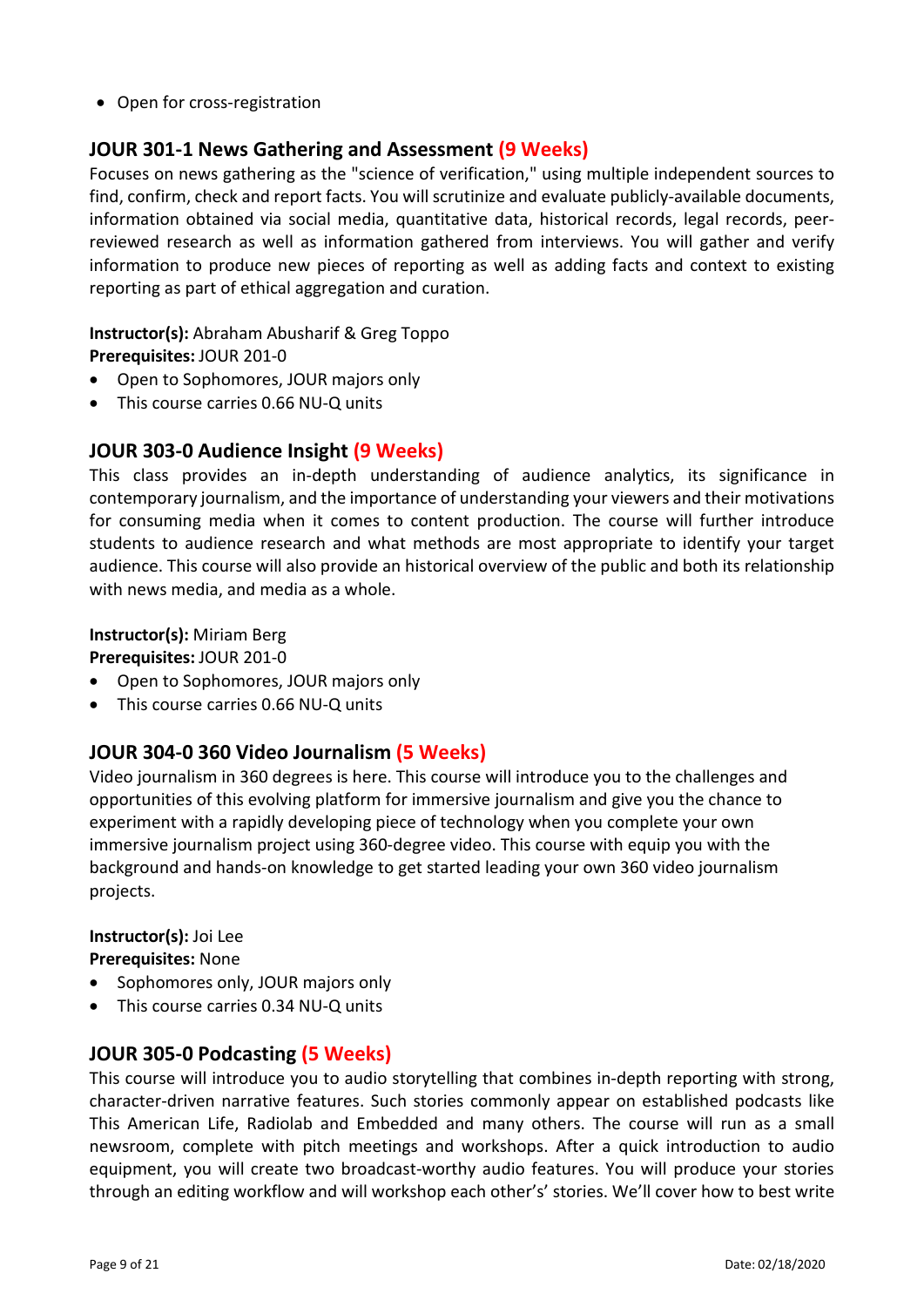- Open for cross-registration

## JOUR 301-1 News Gathering and Assessment (9 Weeks)

Focuses on news gathering as the "science of verification," using multiple independent sources to find, confirm, check and report facts. You will scrutinize and evaluate publicly-available documents, information obtained via social media, quantitative data, historical records, legal records, peer-reviewed research as well as information gathered from interviews. You will gather and verify information to produce new pieces of reporting as well as adding facts and context to existing reporting as part of ethical aggregation and curation.

**Instructor(s):** Abraham Abusharif & Greg Toppo
**Prerequisites:** JOUR 201-0

- Open to Sophomores, JOUR majors only
- This course carries 0.66 NU-Q units

## JOUR 303-0 Audience Insight (9 Weeks)

This class provides an in-depth understanding of audience analytics, its significance in contemporary journalism, and the importance of understanding your viewers and their motivations for consuming media when it comes to content production. The course will further introduce students to audience research and what methods are most appropriate to identify your target audience. This course will also provide an historical overview of the public and both its relationship with news media, and media as a whole.

**Instructor(s):** Miriam Berg
**Prerequisites:** JOUR 201-0

- Open to Sophomores, JOUR majors only
- This course carries 0.66 NU-Q units

## JOUR 304-0 360 Video Journalism (5 Weeks)

Video journalism in 360 degrees is here. This course will introduce you to the challenges and opportunities of this evolving platform for immersive journalism and give you the chance to experiment with a rapidly developing piece of technology when you complete your own immersive journalism project using 360-degree video. This course with equip you with the background and hands-on knowledge to get started leading your own 360 video journalism projects.

**Instructor(s):** Joi Lee
**Prerequisites:** None

- Sophomores only, JOUR majors only
- This course carries 0.34 NU-Q units

## JOUR 305-0 Podcasting (5 Weeks)

This course will introduce you to audio storytelling that combines in-depth reporting with strong, character-driven narrative features. Such stories commonly appear on established podcasts like This American Life, Radiolab and Embedded and many others. The course will run as a small newsroom, complete with pitch meetings and workshops. After a quick introduction to audio equipment, you will create two broadcast-worthy audio features. You will produce your stories through an editing workflow and will workshop each other's' stories. We'll cover how to best write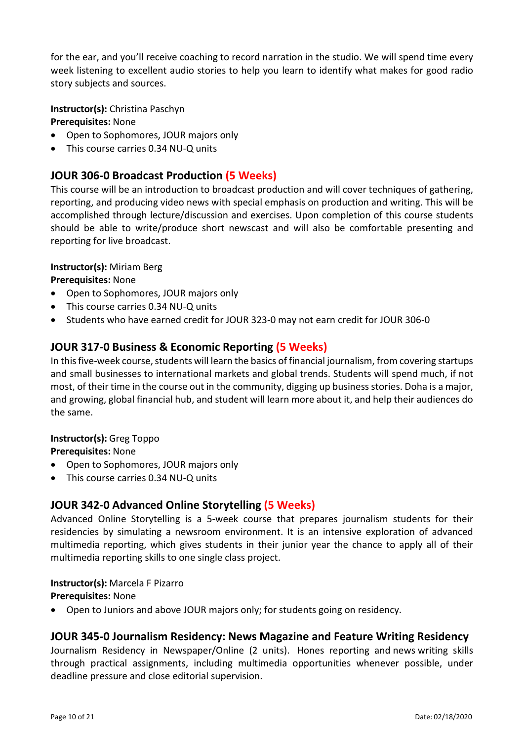for the ear, and you'll receive coaching to record narration in the studio. We will spend time every week listening to excellent audio stories to help you learn to identify what makes for good radio story subjects and sources.

**Instructor(s):** Christina Paschyn
**Prerequisites:** None

- Open to Sophomores, JOUR majors only
- This course carries 0.34 NU-Q units

## JOUR 306-0 Broadcast Production (5 Weeks)

This course will be an introduction to broadcast production and will cover techniques of gathering, reporting, and producing video news with special emphasis on production and writing. This will be accomplished through lecture/discussion and exercises. Upon completion of this course students should be able to write/produce short newscast and will also be comfortable presenting and reporting for live broadcast.

**Instructor(s):** Miriam Berg
**Prerequisites:** None

- Open to Sophomores, JOUR majors only
- This course carries 0.34 NU-Q units
- Students who have earned credit for JOUR 323-0 may not earn credit for JOUR 306-0

## JOUR 317-0 Business & Economic Reporting (5 Weeks)

In this five-week course, students will learn the basics of financial journalism, from covering startups and small businesses to international markets and global trends. Students will spend much, if not most, of their time in the course out in the community, digging up business stories. Doha is a major, and growing, global financial hub, and student will learn more about it, and help their audiences do the same.

**Instructor(s):** Greg Toppo
**Prerequisites:** None

- Open to Sophomores, JOUR majors only
- This course carries 0.34 NU-Q units

## JOUR 342-0 Advanced Online Storytelling (5 Weeks)

Advanced Online Storytelling is a 5-week course that prepares journalism students for their residencies by simulating a newsroom environment. It is an intensive exploration of advanced multimedia reporting, which gives students in their junior year the chance to apply all of their multimedia reporting skills to one single class project.

**Instructor(s):** Marcela F Pizarro
**Prerequisites:** None

- Open to Juniors and above JOUR majors only; for students going on residency.

## JOUR 345-0 Journalism Residency: News Magazine and Feature Writing Residency

Journalism Residency in Newspaper/Online (2 units). Hones reporting and news writing skills through practical assignments, including multimedia opportunities whenever possible, under deadline pressure and close editorial supervision.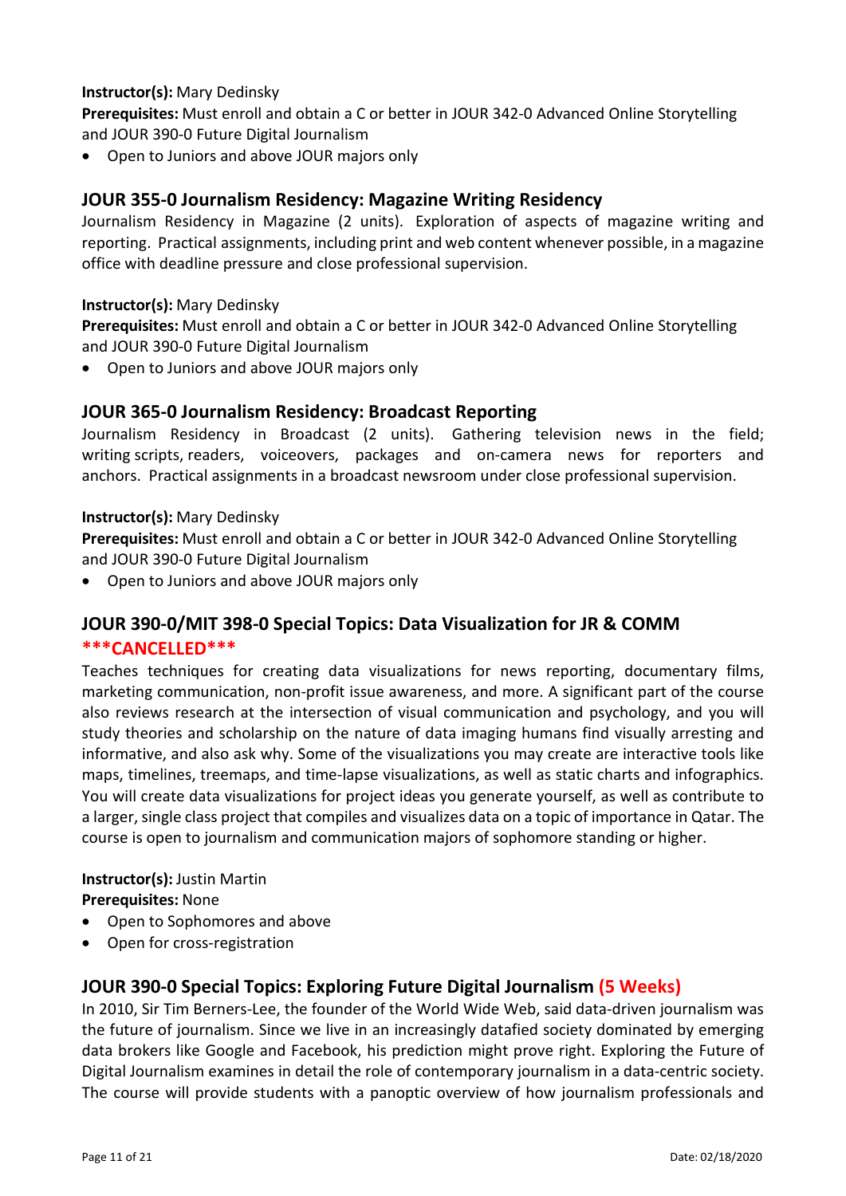**Instructor(s):** Mary Dedinsky
**Prerequisites:** Must enroll and obtain a C or better in JOUR 342-0 Advanced Online Storytelling and JOUR 390-0 Future Digital Journalism

- Open to Juniors and above JOUR majors only

## JOUR 355-0 Journalism Residency: Magazine Writing Residency

Journalism Residency in Magazine (2 units). Exploration of aspects of magazine writing and reporting. Practical assignments, including print and web content whenever possible, in a magazine office with deadline pressure and close professional supervision.

**Instructor(s):** Mary Dedinsky
**Prerequisites:** Must enroll and obtain a C or better in JOUR 342-0 Advanced Online Storytelling and JOUR 390-0 Future Digital Journalism

- Open to Juniors and above JOUR majors only

## JOUR 365-0 Journalism Residency: Broadcast Reporting

Journalism Residency in Broadcast (2 units). Gathering television news in the field; writing scripts, readers, voiceovers, packages and on-camera news for reporters and anchors. Practical assignments in a broadcast newsroom under close professional supervision.

**Instructor(s):** Mary Dedinsky
**Prerequisites:** Must enroll and obtain a C or better in JOUR 342-0 Advanced Online Storytelling and JOUR 390-0 Future Digital Journalism

- Open to Juniors and above JOUR majors only

## JOUR 390-0/MIT 398-0 Special Topics: Data Visualization for JR & COMM ***CANCELLED***

Teaches techniques for creating data visualizations for news reporting, documentary films, marketing communication, non-profit issue awareness, and more. A significant part of the course also reviews research at the intersection of visual communication and psychology, and you will study theories and scholarship on the nature of data imaging humans find visually arresting and informative, and also ask why. Some of the visualizations you may create are interactive tools like maps, timelines, treemaps, and time-lapse visualizations, as well as static charts and infographics. You will create data visualizations for project ideas you generate yourself, as well as contribute to a larger, single class project that compiles and visualizes data on a topic of importance in Qatar. The course is open to journalism and communication majors of sophomore standing or higher.

**Instructor(s):** Justin Martin
**Prerequisites:** None

- Open to Sophomores and above
- Open for cross-registration

## JOUR 390-0 Special Topics: Exploring Future Digital Journalism (5 Weeks)

In 2010, Sir Tim Berners-Lee, the founder of the World Wide Web, said data-driven journalism was the future of journalism. Since we live in an increasingly datafied society dominated by emerging data brokers like Google and Facebook, his prediction might prove right. Exploring the Future of Digital Journalism examines in detail the role of contemporary journalism in a data-centric society. The course will provide students with a panoptic overview of how journalism professionals and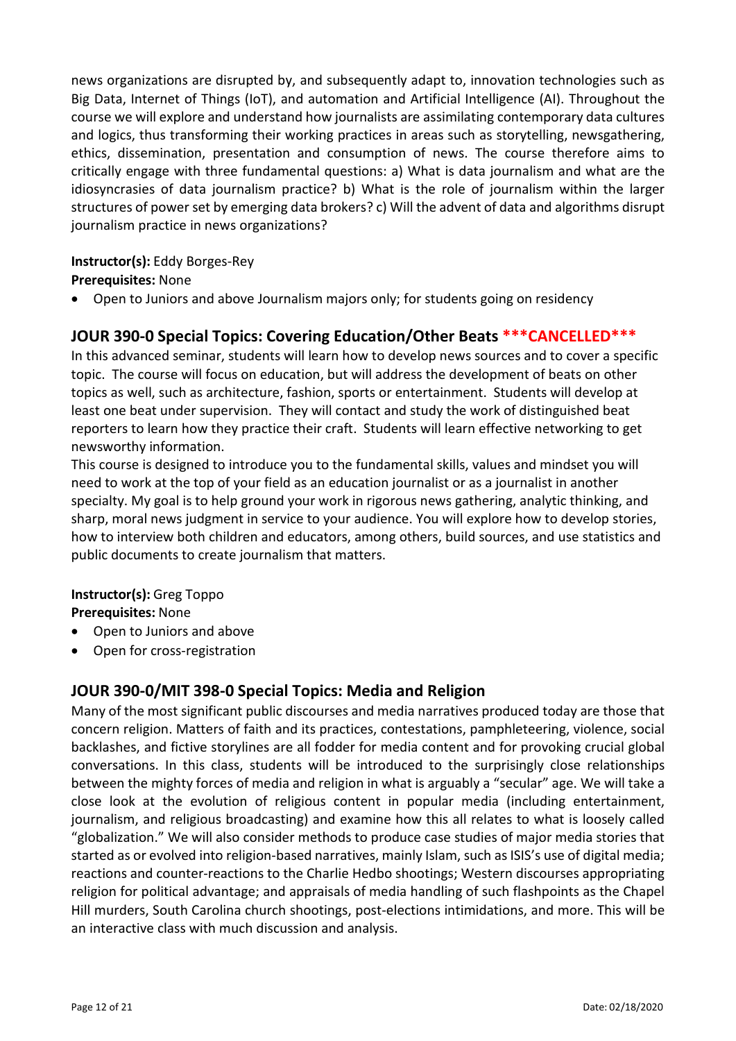news organizations are disrupted by, and subsequently adapt to, innovation technologies such as Big Data, Internet of Things (IoT), and automation and Artificial Intelligence (AI). Throughout the course we will explore and understand how journalists are assimilating contemporary data cultures and logics, thus transforming their working practices in areas such as storytelling, newsgathering, ethics, dissemination, presentation and consumption of news. The course therefore aims to critically engage with three fundamental questions: a) What is data journalism and what are the idiosyncrasies of data journalism practice? b) What is the role of journalism within the larger structures of power set by emerging data brokers? c) Will the advent of data and algorithms disrupt journalism practice in news organizations?

**Instructor(s):** Eddy Borges-Rey
**Prerequisites:** None

- Open to Juniors and above Journalism majors only; for students going on residency

## JOUR 390-0 Special Topics: Covering Education/Other Beats ***CANCELLED***

In this advanced seminar, students will learn how to develop news sources and to cover a specific topic. The course will focus on education, but will address the development of beats on other topics as well, such as architecture, fashion, sports or entertainment. Students will develop at least one beat under supervision. They will contact and study the work of distinguished beat reporters to learn how they practice their craft. Students will learn effective networking to get newsworthy information.
This course is designed to introduce you to the fundamental skills, values and mindset you will need to work at the top of your field as an education journalist or as a journalist in another specialty. My goal is to help ground your work in rigorous news gathering, analytic thinking, and sharp, moral news judgment in service to your audience. You will explore how to develop stories, how to interview both children and educators, among others, build sources, and use statistics and public documents to create journalism that matters.

**Instructor(s):** Greg Toppo
**Prerequisites:** None

- Open to Juniors and above
- Open for cross-registration

## JOUR 390-0/MIT 398-0 Special Topics: Media and Religion

Many of the most significant public discourses and media narratives produced today are those that concern religion. Matters of faith and its practices, contestations, pamphleteering, violence, social backlashes, and fictive storylines are all fodder for media content and for provoking crucial global conversations. In this class, students will be introduced to the surprisingly close relationships between the mighty forces of media and religion in what is arguably a "secular" age. We will take a close look at the evolution of religious content in popular media (including entertainment, journalism, and religious broadcasting) and examine how this all relates to what is loosely called "globalization." We will also consider methods to produce case studies of major media stories that started as or evolved into religion-based narratives, mainly Islam, such as ISIS's use of digital media; reactions and counter-reactions to the Charlie Hebdo shootings; Western discourses appropriating religion for political advantage; and appraisals of media handling of such flashpoints as the Chapel Hill murders, South Carolina church shootings, post-elections intimidations, and more. This will be an interactive class with much discussion and analysis.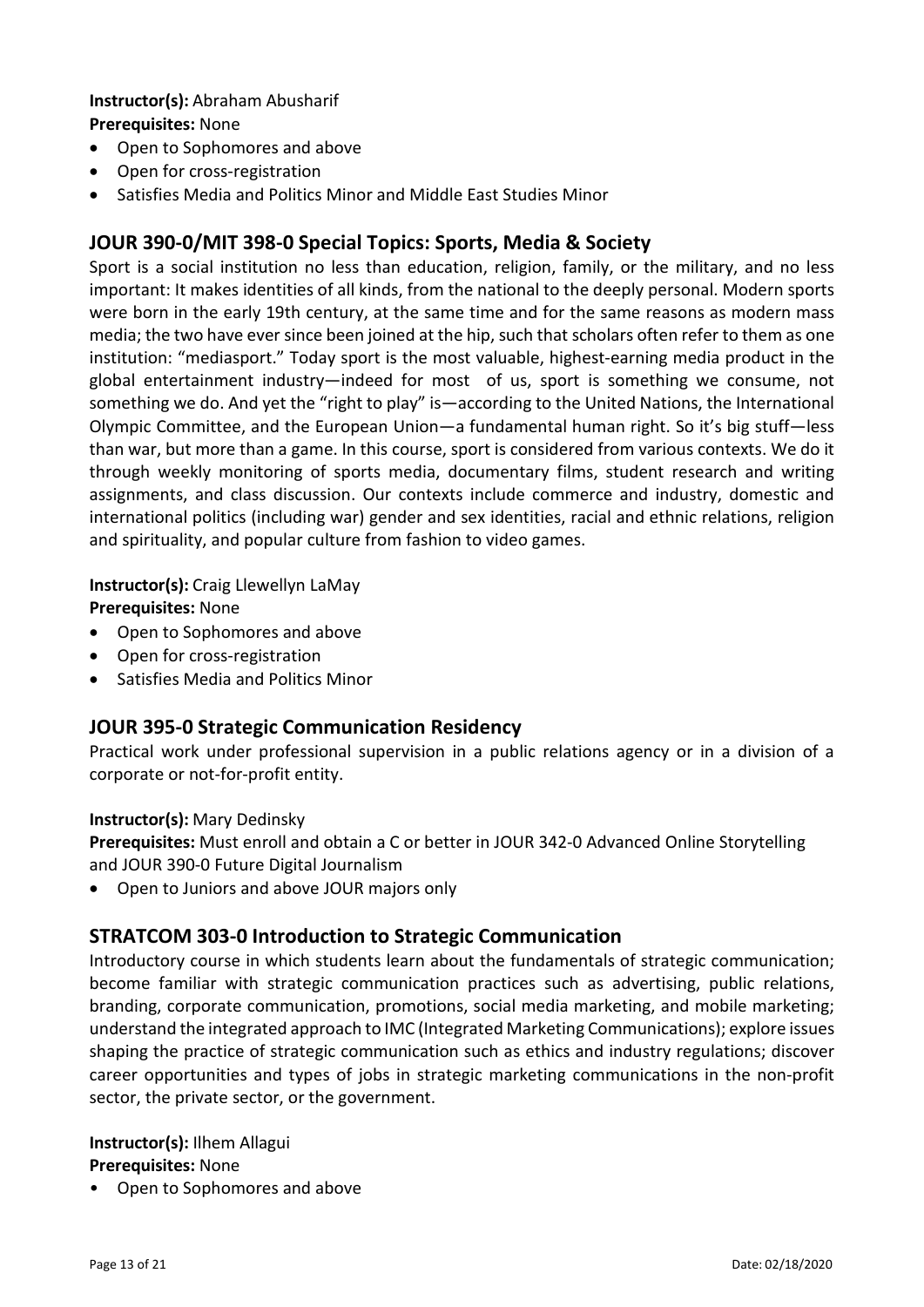**Instructor(s):** Abraham Abusharif

**Prerequisites:** None

- Open to Sophomores and above
- Open for cross-registration
- Satisfies Media and Politics Minor and Middle East Studies Minor

## JOUR 390-0/MIT 398-0 Special Topics: Sports, Media & Society

Sport is a social institution no less than education, religion, family, or the military, and no less important: It makes identities of all kinds, from the national to the deeply personal. Modern sports were born in the early 19th century, at the same time and for the same reasons as modern mass media; the two have ever since been joined at the hip, such that scholars often refer to them as one institution: "mediasport." Today sport is the most valuable, highest-earning media product in the global entertainment industry—indeed for most of us, sport is something we consume, not something we do. And yet the "right to play" is—according to the United Nations, the International Olympic Committee, and the European Union—a fundamental human right. So it's big stuff—less than war, but more than a game. In this course, sport is considered from various contexts. We do it through weekly monitoring of sports media, documentary films, student research and writing assignments, and class discussion. Our contexts include commerce and industry, domestic and international politics (including war) gender and sex identities, racial and ethnic relations, religion and spirituality, and popular culture from fashion to video games.

**Instructor(s):** Craig Llewellyn LaMay

**Prerequisites:** None

- Open to Sophomores and above
- Open for cross-registration
- Satisfies Media and Politics Minor

## JOUR 395-0 Strategic Communication Residency

Practical work under professional supervision in a public relations agency or in a division of a corporate or not-for-profit entity.

**Instructor(s):** Mary Dedinsky

**Prerequisites:** Must enroll and obtain a C or better in JOUR 342-0 Advanced Online Storytelling and JOUR 390-0 Future Digital Journalism

- Open to Juniors and above JOUR majors only

## STRATCOM 303-0 Introduction to Strategic Communication

Introductory course in which students learn about the fundamentals of strategic communication; become familiar with strategic communication practices such as advertising, public relations, branding, corporate communication, promotions, social media marketing, and mobile marketing; understand the integrated approach to IMC (Integrated Marketing Communications); explore issues shaping the practice of strategic communication such as ethics and industry regulations; discover career opportunities and types of jobs in strategic marketing communications in the non-profit sector, the private sector, or the government.

**Instructor(s):** Ilhem Allagui

**Prerequisites:** None

- Open to Sophomores and above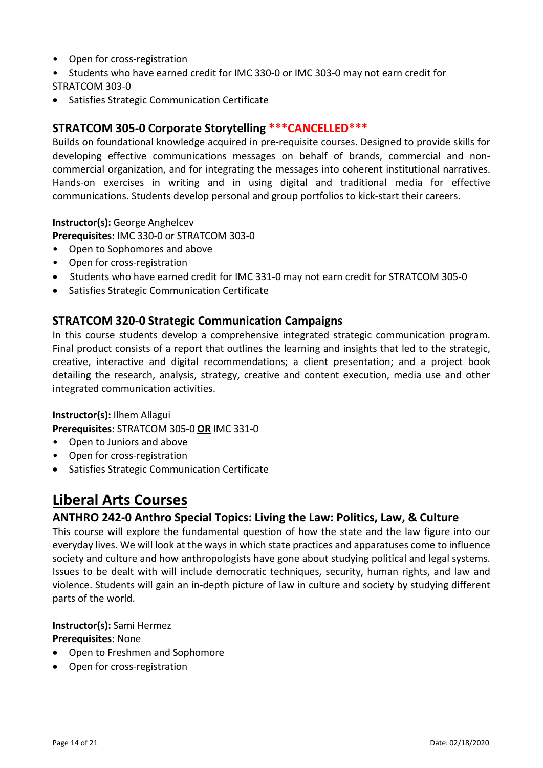- Open for cross-registration
- Students who have earned credit for IMC 330-0 or IMC 303-0 may not earn credit for STRATCOM 303-0
- Satisfies Strategic Communication Certificate

### STRATCOM 305-0 Corporate Storytelling ***CANCELLED***

Builds on foundational knowledge acquired in pre-requisite courses. Designed to provide skills for developing effective communications messages on behalf of brands, commercial and non-commercial organization, and for integrating the messages into coherent institutional narratives. Hands-on exercises in writing and in using digital and traditional media for effective communications. Students develop personal and group portfolios to kick-start their careers.

**Instructor(s):** George Anghelcev
**Prerequisites:** IMC 330-0 or STRATCOM 303-0

- Open to Sophomores and above
- Open for cross-registration
- Students who have earned credit for IMC 331-0 may not earn credit for STRATCOM 305-0
- Satisfies Strategic Communication Certificate

### STRATCOM 320-0 Strategic Communication Campaigns

In this course students develop a comprehensive integrated strategic communication program. Final product consists of a report that outlines the learning and insights that led to the strategic, creative, interactive and digital recommendations; a client presentation; and a project book detailing the research, analysis, strategy, creative and content execution, media use and other integrated communication activities.

**Instructor(s):** Ilhem Allagui
**Prerequisites:** STRATCOM 305-0 **OR** IMC 331-0

- Open to Juniors and above
- Open for cross-registration
- Satisfies Strategic Communication Certificate

## Liberal Arts Courses

### ANTHRO 242-0 Anthro Special Topics: Living the Law: Politics, Law, & Culture

This course will explore the fundamental question of how the state and the law figure into our everyday lives. We will look at the ways in which state practices and apparatuses come to influence society and culture and how anthropologists have gone about studying political and legal systems. Issues to be dealt with will include democratic techniques, security, human rights, and law and violence. Students will gain an in-depth picture of law in culture and society by studying different parts of the world.

**Instructor(s):** Sami Hermez
**Prerequisites:** None

- Open to Freshmen and Sophomore
- Open for cross-registration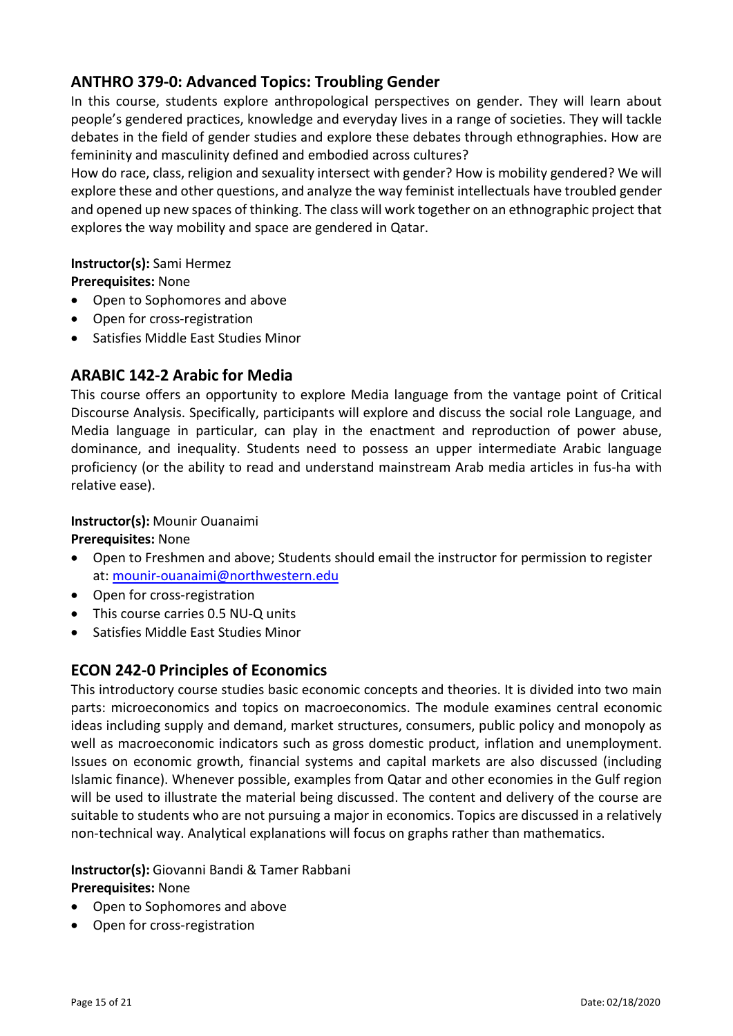## ANTHRO 379-0: Advanced Topics: Troubling Gender

In this course, students explore anthropological perspectives on gender. They will learn about people's gendered practices, knowledge and everyday lives in a range of societies. They will tackle debates in the field of gender studies and explore these debates through ethnographies. How are femininity and masculinity defined and embodied across cultures?
How do race, class, religion and sexuality intersect with gender? How is mobility gendered? We will explore these and other questions, and analyze the way feminist intellectuals have troubled gender and opened up new spaces of thinking. The class will work together on an ethnographic project that explores the way mobility and space are gendered in Qatar.

**Instructor(s):** Sami Hermez
**Prerequisites:** None

- Open to Sophomores and above
- Open for cross-registration
- Satisfies Middle East Studies Minor

## ARABIC 142-2 Arabic for Media

This course offers an opportunity to explore Media language from the vantage point of Critical Discourse Analysis. Specifically, participants will explore and discuss the social role Language, and Media language in particular, can play in the enactment and reproduction of power abuse, dominance, and inequality. Students need to possess an upper intermediate Arabic language proficiency (or the ability to read and understand mainstream Arab media articles in fus-ha with relative ease).

**Instructor(s):** Mounir Ouanaimi
**Prerequisites:** None

- Open to Freshmen and above; Students should email the instructor for permission to register at: mounir-ouanaimi@northwestern.edu
- Open for cross-registration
- This course carries 0.5 NU-Q units
- Satisfies Middle East Studies Minor

## ECON 242-0 Principles of Economics

This introductory course studies basic economic concepts and theories. It is divided into two main parts: microeconomics and topics on macroeconomics. The module examines central economic ideas including supply and demand, market structures, consumers, public policy and monopoly as well as macroeconomic indicators such as gross domestic product, inflation and unemployment. Issues on economic growth, financial systems and capital markets are also discussed (including Islamic finance). Whenever possible, examples from Qatar and other economies in the Gulf region will be used to illustrate the material being discussed. The content and delivery of the course are suitable to students who are not pursuing a major in economics. Topics are discussed in a relatively non-technical way. Analytical explanations will focus on graphs rather than mathematics.

**Instructor(s):** Giovanni Bandi & Tamer Rabbani
**Prerequisites:** None

- Open to Sophomores and above
- Open for cross-registration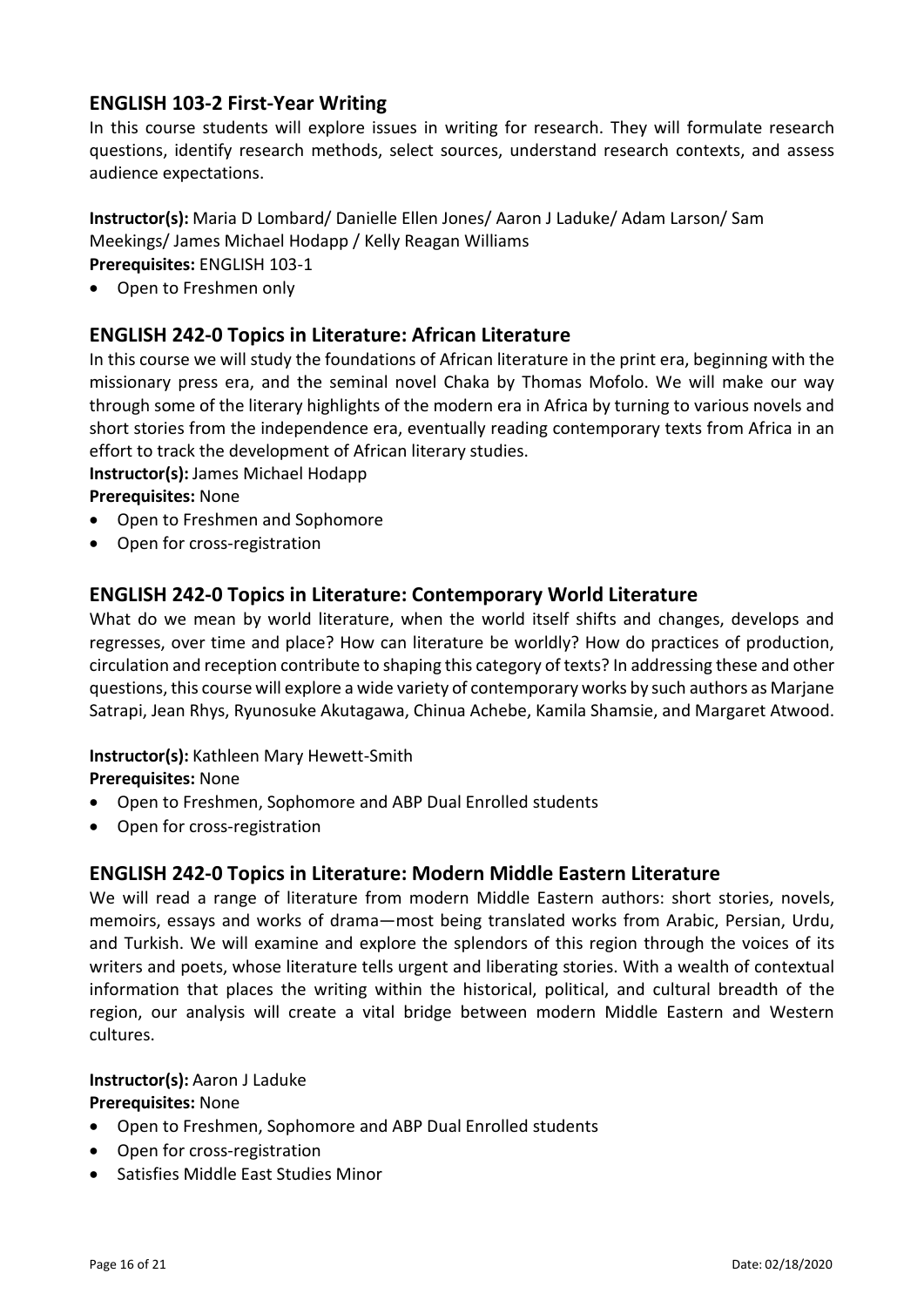## ENGLISH 103-2 First-Year Writing

In this course students will explore issues in writing for research. They will formulate research questions, identify research methods, select sources, understand research contexts, and assess audience expectations.

**Instructor(s):** Maria D Lombard/ Danielle Ellen Jones/ Aaron J Laduke/ Adam Larson/ Sam Meekings/ James Michael Hodapp / Kelly Reagan Williams
**Prerequisites:** ENGLISH 103-1

- Open to Freshmen only

## ENGLISH 242-0 Topics in Literature: African Literature

In this course we will study the foundations of African literature in the print era, beginning with the missionary press era, and the seminal novel Chaka by Thomas Mofolo. We will make our way through some of the literary highlights of the modern era in Africa by turning to various novels and short stories from the independence era, eventually reading contemporary texts from Africa in an effort to track the development of African literary studies.

**Instructor(s):** James Michael Hodapp
**Prerequisites:** None

- Open to Freshmen and Sophomore
- Open for cross-registration

## ENGLISH 242-0 Topics in Literature: Contemporary World Literature

What do we mean by world literature, when the world itself shifts and changes, develops and regresses, over time and place? How can literature be worldly? How do practices of production, circulation and reception contribute to shaping this category of texts? In addressing these and other questions, this course will explore a wide variety of contemporary works by such authors as Marjane Satrapi, Jean Rhys, Ryunosuke Akutagawa, Chinua Achebe, Kamila Shamsie, and Margaret Atwood.

**Instructor(s):** Kathleen Mary Hewett-Smith
**Prerequisites:** None

- Open to Freshmen, Sophomore and ABP Dual Enrolled students
- Open for cross-registration

## ENGLISH 242-0 Topics in Literature: Modern Middle Eastern Literature

We will read a range of literature from modern Middle Eastern authors: short stories, novels, memoirs, essays and works of drama—most being translated works from Arabic, Persian, Urdu, and Turkish. We will examine and explore the splendors of this region through the voices of its writers and poets, whose literature tells urgent and liberating stories. With a wealth of contextual information that places the writing within the historical, political, and cultural breadth of the region, our analysis will create a vital bridge between modern Middle Eastern and Western cultures.

**Instructor(s):** Aaron J Laduke
**Prerequisites:** None

- Open to Freshmen, Sophomore and ABP Dual Enrolled students
- Open for cross-registration
- Satisfies Middle East Studies Minor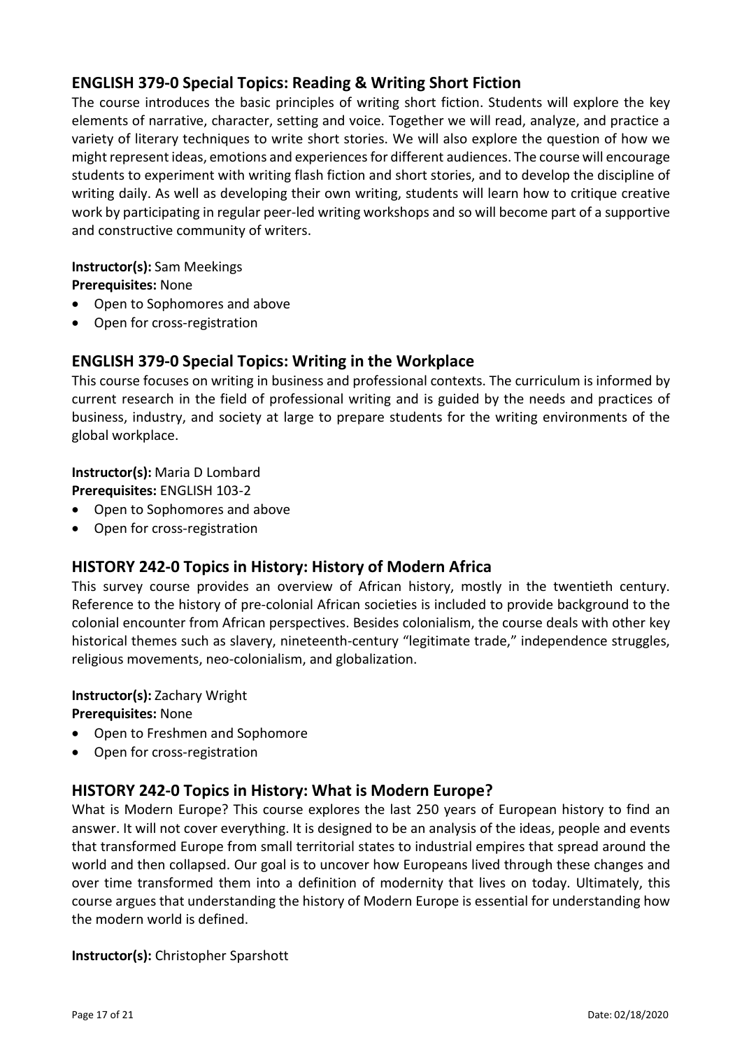## ENGLISH 379-0 Special Topics: Reading & Writing Short Fiction

The course introduces the basic principles of writing short fiction. Students will explore the key elements of narrative, character, setting and voice. Together we will read, analyze, and practice a variety of literary techniques to write short stories. We will also explore the question of how we might represent ideas, emotions and experiences for different audiences. The course will encourage students to experiment with writing flash fiction and short stories, and to develop the discipline of writing daily. As well as developing their own writing, students will learn how to critique creative work by participating in regular peer-led writing workshops and so will become part of a supportive and constructive community of writers.

**Instructor(s):** Sam Meekings
**Prerequisites:** None

- Open to Sophomores and above
- Open for cross-registration

## ENGLISH 379-0 Special Topics: Writing in the Workplace

This course focuses on writing in business and professional contexts. The curriculum is informed by current research in the field of professional writing and is guided by the needs and practices of business, industry, and society at large to prepare students for the writing environments of the global workplace.

**Instructor(s):** Maria D Lombard
**Prerequisites:** ENGLISH 103-2

- Open to Sophomores and above
- Open for cross-registration

## HISTORY 242-0 Topics in History: History of Modern Africa

This survey course provides an overview of African history, mostly in the twentieth century. Reference to the history of pre-colonial African societies is included to provide background to the colonial encounter from African perspectives. Besides colonialism, the course deals with other key historical themes such as slavery, nineteenth-century "legitimate trade," independence struggles, religious movements, neo-colonialism, and globalization.

**Instructor(s):** Zachary Wright
**Prerequisites:** None

- Open to Freshmen and Sophomore
- Open for cross-registration

## HISTORY 242-0 Topics in History: What is Modern Europe?

What is Modern Europe? This course explores the last 250 years of European history to find an answer. It will not cover everything. It is designed to be an analysis of the ideas, people and events that transformed Europe from small territorial states to industrial empires that spread around the world and then collapsed. Our goal is to uncover how Europeans lived through these changes and over time transformed them into a definition of modernity that lives on today. Ultimately, this course argues that understanding the history of Modern Europe is essential for understanding how the modern world is defined.

**Instructor(s):** Christopher Sparshott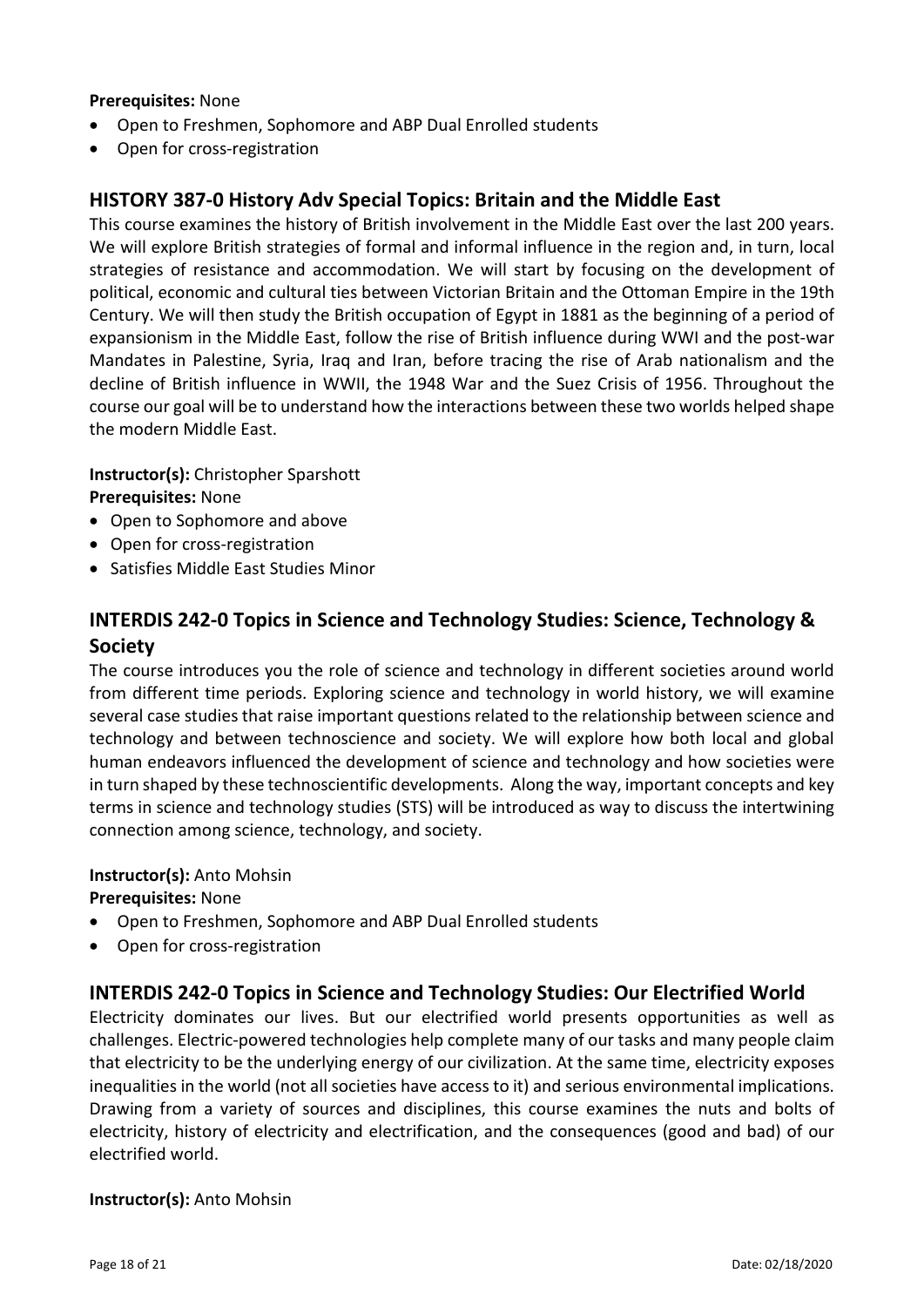**Prerequisites:** None

- Open to Freshmen, Sophomore and ABP Dual Enrolled students
- Open for cross-registration

## HISTORY 387-0 History Adv Special Topics: Britain and the Middle East

This course examines the history of British involvement in the Middle East over the last 200 years. We will explore British strategies of formal and informal influence in the region and, in turn, local strategies of resistance and accommodation. We will start by focusing on the development of political, economic and cultural ties between Victorian Britain and the Ottoman Empire in the 19th Century. We will then study the British occupation of Egypt in 1881 as the beginning of a period of expansionism in the Middle East, follow the rise of British influence during WWI and the post-war Mandates in Palestine, Syria, Iraq and Iran, before tracing the rise of Arab nationalism and the decline of British influence in WWII, the 1948 War and the Suez Crisis of 1956. Throughout the course our goal will be to understand how the interactions between these two worlds helped shape the modern Middle East.

**Instructor(s):** Christopher Sparshott
**Prerequisites:** None

- Open to Sophomore and above
- Open for cross-registration
- Satisfies Middle East Studies Minor

## INTERDIS 242-0 Topics in Science and Technology Studies: Science, Technology & Society

The course introduces you the role of science and technology in different societies around world from different time periods. Exploring science and technology in world history, we will examine several case studies that raise important questions related to the relationship between science and technology and between technoscience and society. We will explore how both local and global human endeavors influenced the development of science and technology and how societies were in turn shaped by these technoscientific developments. Along the way, important concepts and key terms in science and technology studies (STS) will be introduced as way to discuss the intertwining connection among science, technology, and society.

**Instructor(s):** Anto Mohsin
**Prerequisites:** None

- Open to Freshmen, Sophomore and ABP Dual Enrolled students
- Open for cross-registration

## INTERDIS 242-0 Topics in Science and Technology Studies: Our Electrified World

Electricity dominates our lives. But our electrified world presents opportunities as well as challenges. Electric-powered technologies help complete many of our tasks and many people claim that electricity to be the underlying energy of our civilization. At the same time, electricity exposes inequalities in the world (not all societies have access to it) and serious environmental implications. Drawing from a variety of sources and disciplines, this course examines the nuts and bolts of electricity, history of electricity and electrification, and the consequences (good and bad) of our electrified world.

**Instructor(s):** Anto Mohsin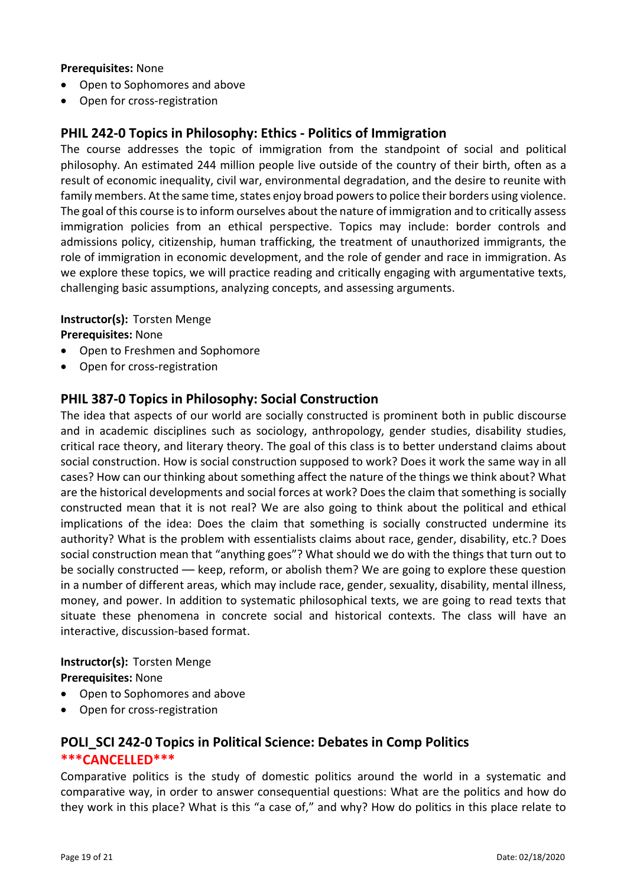**Prerequisites:** None

- Open to Sophomores and above
- Open for cross-registration

## PHIL 242-0 Topics in Philosophy: Ethics - Politics of Immigration

The course addresses the topic of immigration from the standpoint of social and political philosophy. An estimated 244 million people live outside of the country of their birth, often as a result of economic inequality, civil war, environmental degradation, and the desire to reunite with family members. At the same time, states enjoy broad powers to police their borders using violence. The goal of this course is to inform ourselves about the nature of immigration and to critically assess immigration policies from an ethical perspective. Topics may include: border controls and admissions policy, citizenship, human trafficking, the treatment of unauthorized immigrants, the role of immigration in economic development, and the role of gender and race in immigration. As we explore these topics, we will practice reading and critically engaging with argumentative texts, challenging basic assumptions, analyzing concepts, and assessing arguments.

**Instructor(s):** Torsten Menge
**Prerequisites:** None

- Open to Freshmen and Sophomore
- Open for cross-registration

## PHIL 387-0 Topics in Philosophy: Social Construction

The idea that aspects of our world are socially constructed is prominent both in public discourse and in academic disciplines such as sociology, anthropology, gender studies, disability studies, critical race theory, and literary theory. The goal of this class is to better understand claims about social construction. How is social construction supposed to work? Does it work the same way in all cases? How can our thinking about something affect the nature of the things we think about? What are the historical developments and social forces at work? Does the claim that something is socially constructed mean that it is not real? We are also going to think about the political and ethical implications of the idea: Does the claim that something is socially constructed undermine its authority? What is the problem with essentialists claims about race, gender, disability, etc.? Does social construction mean that "anything goes"? What should we do with the things that turn out to be socially constructed — keep, reform, or abolish them? We are going to explore these question in a number of different areas, which may include race, gender, sexuality, disability, mental illness, money, and power. In addition to systematic philosophical texts, we are going to read texts that situate these phenomena in concrete social and historical contexts. The class will have an interactive, discussion-based format.

**Instructor(s):** Torsten Menge
**Prerequisites:** None

- Open to Sophomores and above
- Open for cross-registration

## POLI_SCI 242-0 Topics in Political Science: Debates in Comp Politics

***CANCELLED***

Comparative politics is the study of domestic politics around the world in a systematic and comparative way, in order to answer consequential questions: What are the politics and how do they work in this place? What is this "a case of," and why? How do politics in this place relate to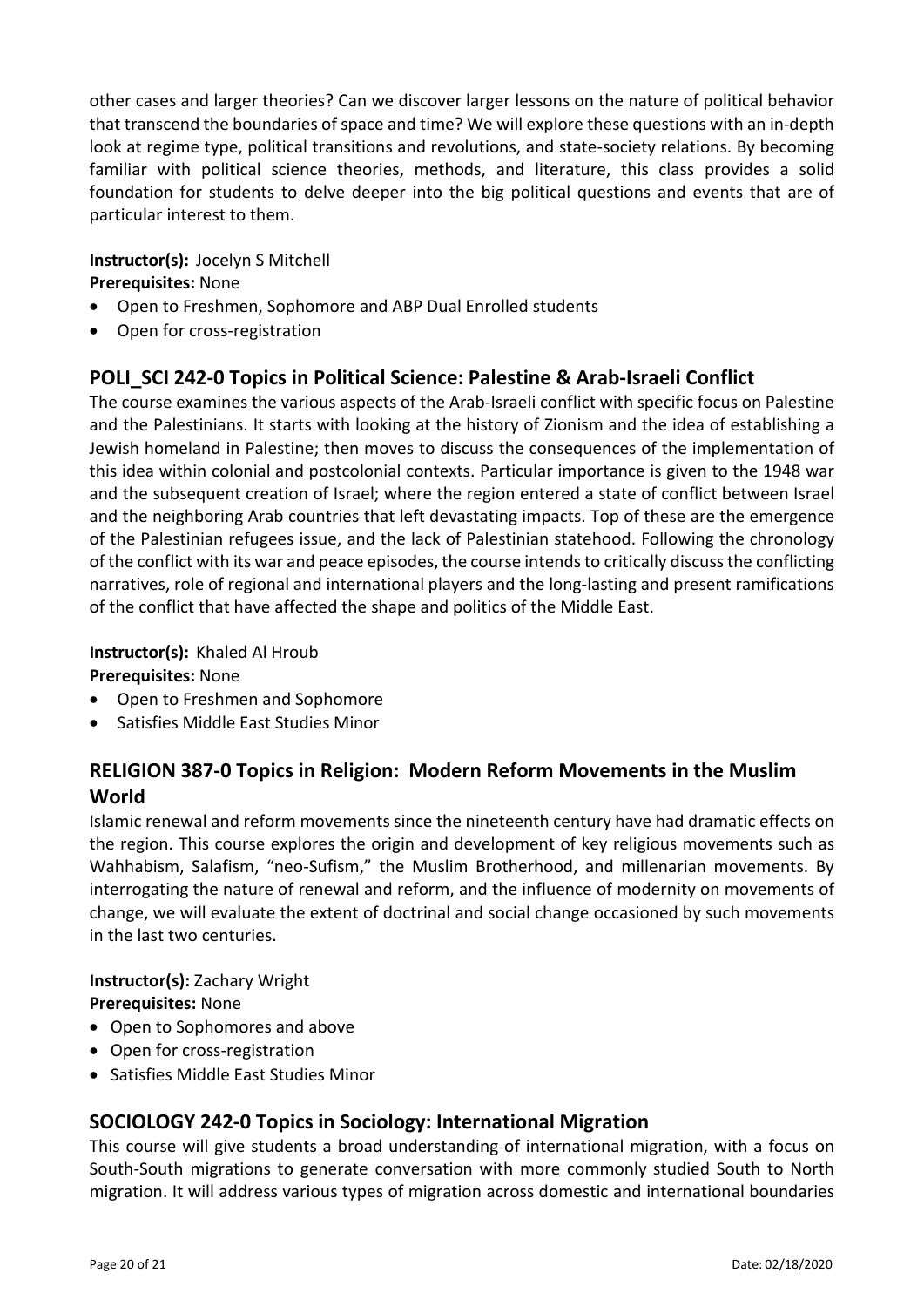other cases and larger theories? Can we discover larger lessons on the nature of political behavior that transcend the boundaries of space and time? We will explore these questions with an in-depth look at regime type, political transitions and revolutions, and state-society relations. By becoming familiar with political science theories, methods, and literature, this class provides a solid foundation for students to delve deeper into the big political questions and events that are of particular interest to them.

**Instructor(s):** Jocelyn S Mitchell
**Prerequisites:** None

- Open to Freshmen, Sophomore and ABP Dual Enrolled students
- Open for cross-registration

## POLI_SCI 242-0 Topics in Political Science: Palestine & Arab-Israeli Conflict

The course examines the various aspects of the Arab-Israeli conflict with specific focus on Palestine and the Palestinians. It starts with looking at the history of Zionism and the idea of establishing a Jewish homeland in Palestine; then moves to discuss the consequences of the implementation of this idea within colonial and postcolonial contexts. Particular importance is given to the 1948 war and the subsequent creation of Israel; where the region entered a state of conflict between Israel and the neighboring Arab countries that left devastating impacts. Top of these are the emergence of the Palestinian refugees issue, and the lack of Palestinian statehood. Following the chronology of the conflict with its war and peace episodes, the course intends to critically discuss the conflicting narratives, role of regional and international players and the long-lasting and present ramifications of the conflict that have affected the shape and politics of the Middle East.

**Instructor(s):** Khaled Al Hroub
**Prerequisites:** None

- Open to Freshmen and Sophomore
- Satisfies Middle East Studies Minor

## RELIGION 387-0 Topics in Religion: Modern Reform Movements in the Muslim World

Islamic renewal and reform movements since the nineteenth century have had dramatic effects on the region. This course explores the origin and development of key religious movements such as Wahhabism, Salafism, "neo-Sufism," the Muslim Brotherhood, and millenarian movements. By interrogating the nature of renewal and reform, and the influence of modernity on movements of change, we will evaluate the extent of doctrinal and social change occasioned by such movements in the last two centuries.

**Instructor(s):** Zachary Wright
**Prerequisites:** None

- Open to Sophomores and above
- Open for cross-registration
- Satisfies Middle East Studies Minor

## SOCIOLOGY 242-0 Topics in Sociology: International Migration

This course will give students a broad understanding of international migration, with a focus on South-South migrations to generate conversation with more commonly studied South to North migration. It will address various types of migration across domestic and international boundaries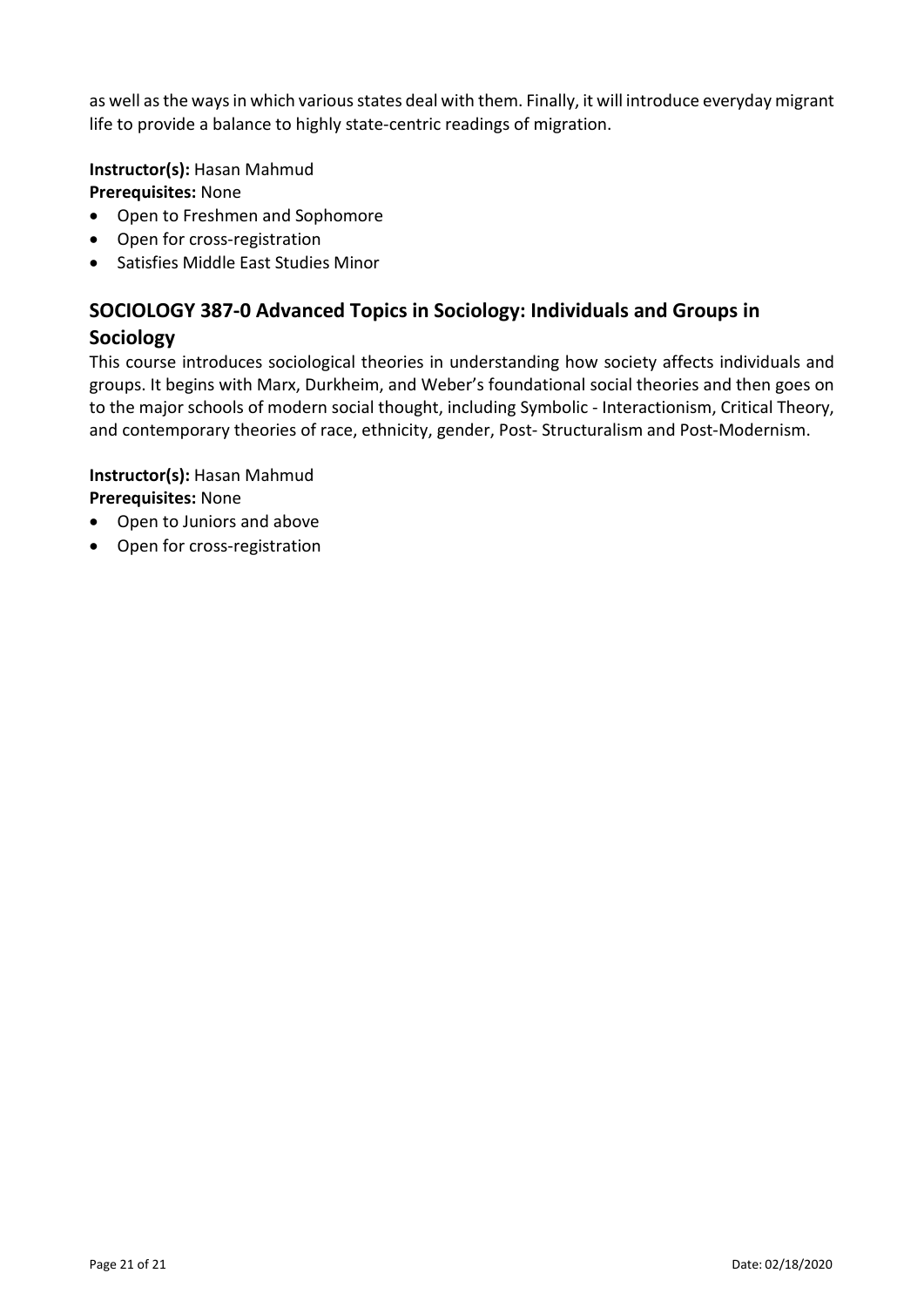as well as the ways in which various states deal with them. Finally, it will introduce everyday migrant life to provide a balance to highly state-centric readings of migration.

**Instructor(s):** Hasan Mahmud
**Prerequisites:** None

- Open to Freshmen and Sophomore
- Open for cross-registration
- Satisfies Middle East Studies Minor

## SOCIOLOGY 387-0 Advanced Topics in Sociology: Individuals and Groups in Sociology

This course introduces sociological theories in understanding how society affects individuals and groups. It begins with Marx, Durkheim, and Weber's foundational social theories and then goes on to the major schools of modern social thought, including Symbolic - Interactionism, Critical Theory, and contemporary theories of race, ethnicity, gender, Post- Structuralism and Post-Modernism.

**Instructor(s):** Hasan Mahmud
**Prerequisites:** None

- Open to Juniors and above
- Open for cross-registration